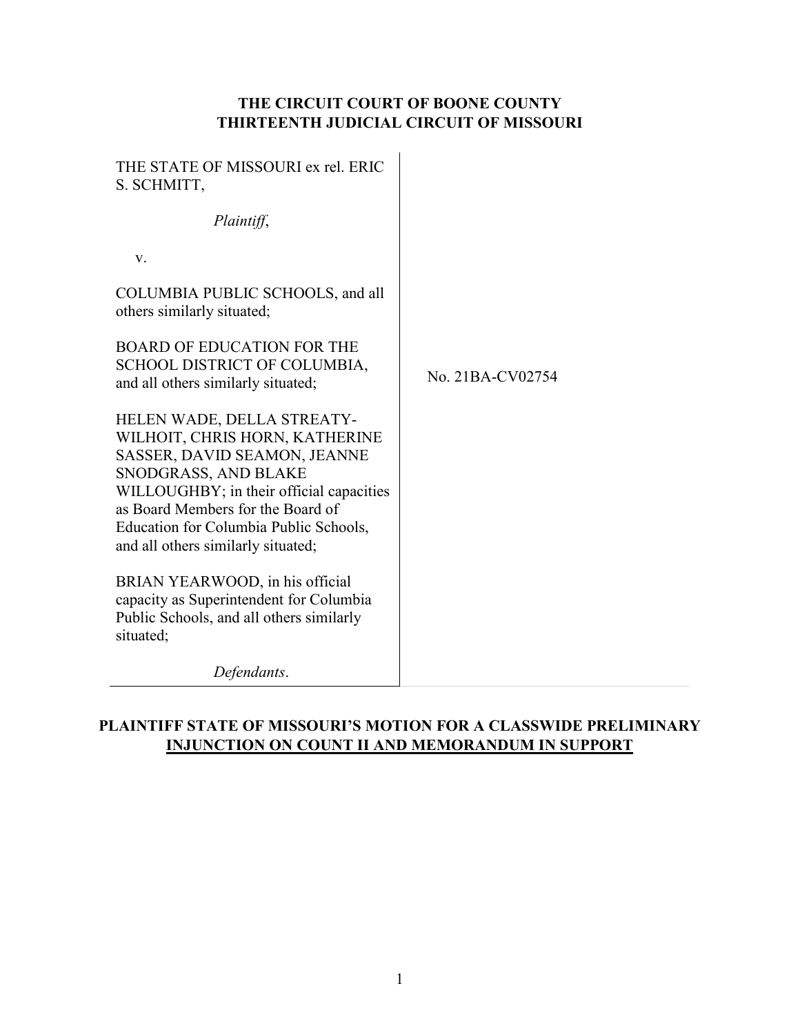**THE CIRCUIT COURT OF BOONE COUNTY**
**THIRTEENTH JUDICIAL CIRCUIT OF MISSOURI**

| | |
|---|---|
| THE STATE OF MISSOURI ex rel. ERIC S. SCHMITT,<br><br>*Plaintiff*,<br><br>v.<br><br>COLUMBIA PUBLIC SCHOOLS, and all others similarly situated;<br><br>BOARD OF EDUCATION FOR THE SCHOOL DISTRICT OF COLUMBIA, and all others similarly situated;<br><br>HELEN WADE, DELLA STREATY-WILHOIT, CHRIS HORN, KATHERINE SASSER, DAVID SEAMON, JEANNE SNODGRASS, AND BLAKE WILLOUGHBY; in their official capacities as Board Members for the Board of Education for Columbia Public Schools, and all others similarly situated;<br><br>BRIAN YEARWOOD, in his official capacity as Superintendent for Columbia Public Schools, and all others similarly situated;<br><br>*Defendants*. | No. 21BA-CV02754 |

**PLAINTIFF STATE OF MISSOURI'S MOTION FOR A CLASSWIDE PRELIMINARY INJUNCTION ON COUNT II AND MEMORANDUM IN SUPPORT**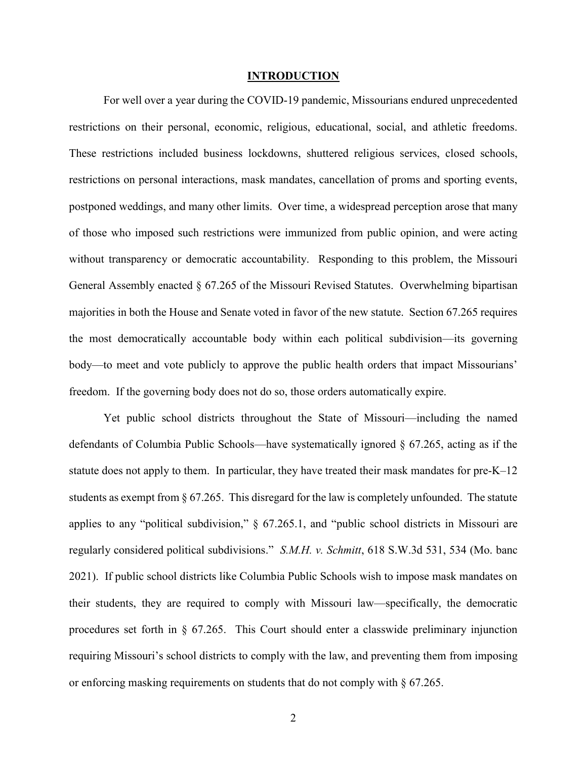## **INTRODUCTION**

For well over a year during the COVID-19 pandemic, Missourians endured unprecedented restrictions on their personal, economic, religious, educational, social, and athletic freedoms. These restrictions included business lockdowns, shuttered religious services, closed schools, restrictions on personal interactions, mask mandates, cancellation of proms and sporting events, postponed weddings, and many other limits. Over time, a widespread perception arose that many of those who imposed such restrictions were immunized from public opinion, and were acting without transparency or democratic accountability. Responding to this problem, the Missouri General Assembly enacted § 67.265 of the Missouri Revised Statutes. Overwhelming bipartisan majorities in both the House and Senate voted in favor of the new statute. Section 67.265 requires the most democratically accountable body within each political subdivision—its governing body—to meet and vote publicly to approve the public health orders that impact Missourians' freedom. If the governing body does not do so, those orders automatically expire.

Yet public school districts throughout the State of Missouri—including the named defendants of Columbia Public Schools—have systematically ignored § 67.265, acting as if the statute does not apply to them. In particular, they have treated their mask mandates for pre-K–12 students as exempt from § 67.265. This disregard for the law is completely unfounded. The statute applies to any "political subdivision," § 67.265.1, and "public school districts in Missouri are regularly considered political subdivisions." *S.M.H. v. Schmitt*, 618 S.W.3d 531, 534 (Mo. banc 2021). If public school districts like Columbia Public Schools wish to impose mask mandates on their students, they are required to comply with Missouri law—specifically, the democratic procedures set forth in § 67.265. This Court should enter a classwide preliminary injunction requiring Missouri's school districts to comply with the law, and preventing them from imposing or enforcing masking requirements on students that do not comply with § 67.265.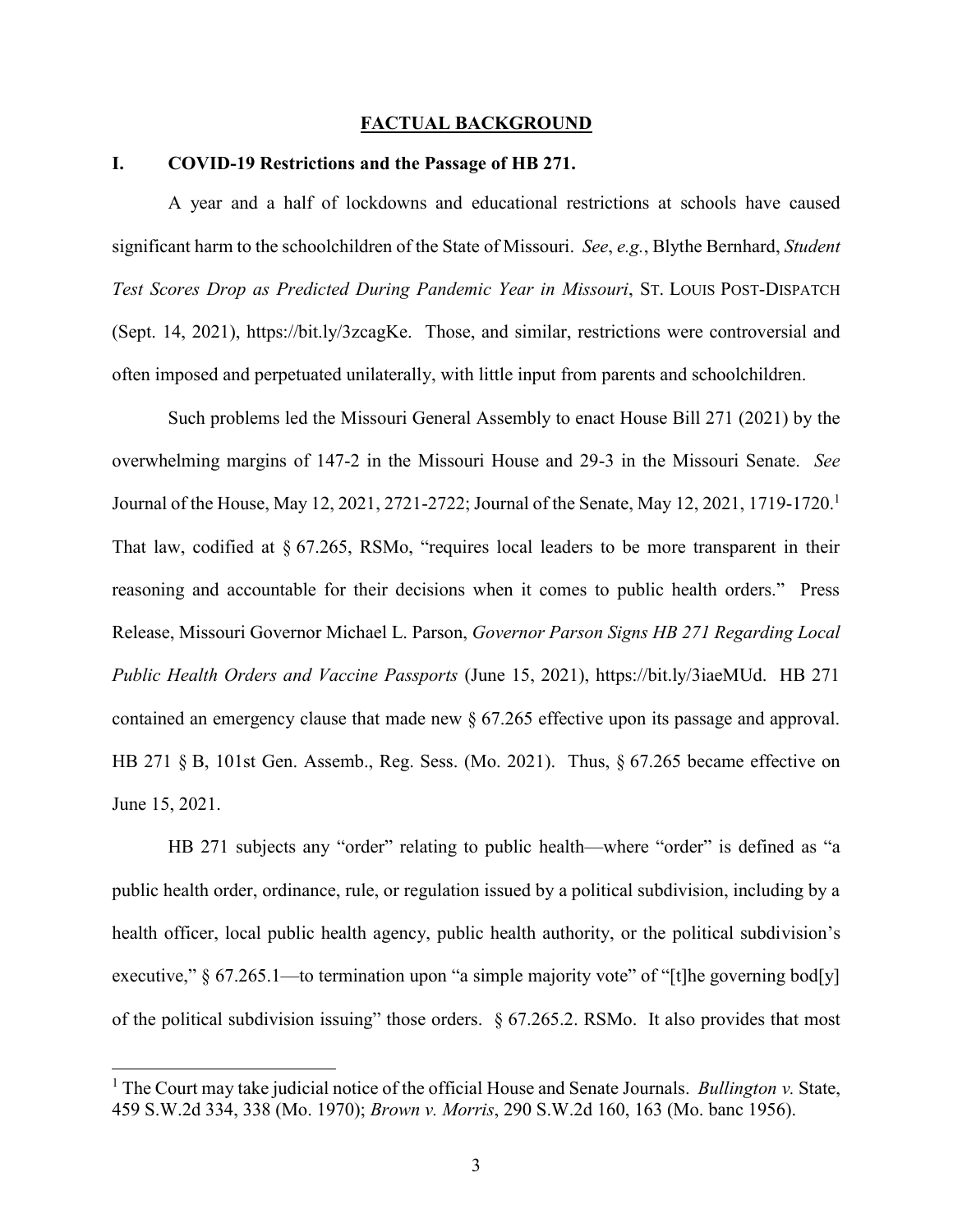## FACTUAL BACKGROUND

### I. COVID-19 Restrictions and the Passage of HB 271.

A year and a half of lockdowns and educational restrictions at schools have caused significant harm to the schoolchildren of the State of Missouri. *See*, *e.g.*, Blythe Bernhard, *Student Test Scores Drop as Predicted During Pandemic Year in Missouri*, ST. LOUIS POST-DISPATCH (Sept. 14, 2021), https://bit.ly/3zcagKe. Those, and similar, restrictions were controversial and often imposed and perpetuated unilaterally, with little input from parents and schoolchildren.

Such problems led the Missouri General Assembly to enact House Bill 271 (2021) by the overwhelming margins of 147-2 in the Missouri House and 29-3 in the Missouri Senate. *See* Journal of the House, May 12, 2021, 2721-2722; Journal of the Senate, May 12, 2021, 1719-1720.[1] That law, codified at § 67.265, RSMo, "requires local leaders to be more transparent in their reasoning and accountable for their decisions when it comes to public health orders." Press Release, Missouri Governor Michael L. Parson, *Governor Parson Signs HB 271 Regarding Local Public Health Orders and Vaccine Passports* (June 15, 2021), https://bit.ly/3iaeMUd. HB 271 contained an emergency clause that made new § 67.265 effective upon its passage and approval. HB 271 § B, 101st Gen. Assemb., Reg. Sess. (Mo. 2021). Thus, § 67.265 became effective on June 15, 2021.

HB 271 subjects any "order" relating to public health—where "order" is defined as "a public health order, ordinance, rule, or regulation issued by a political subdivision, including by a health officer, local public health agency, public health authority, or the political subdivision's executive," § 67.265.1—to termination upon "a simple majority vote" of "[t]he governing bod[y] of the political subdivision issuing" those orders. § 67.265.2. RSMo. It also provides that most

[1] The Court may take judicial notice of the official House and Senate Journals. *Bullington v.* State, 459 S.W.2d 334, 338 (Mo. 1970); *Brown v. Morris*, 290 S.W.2d 160, 163 (Mo. banc 1956).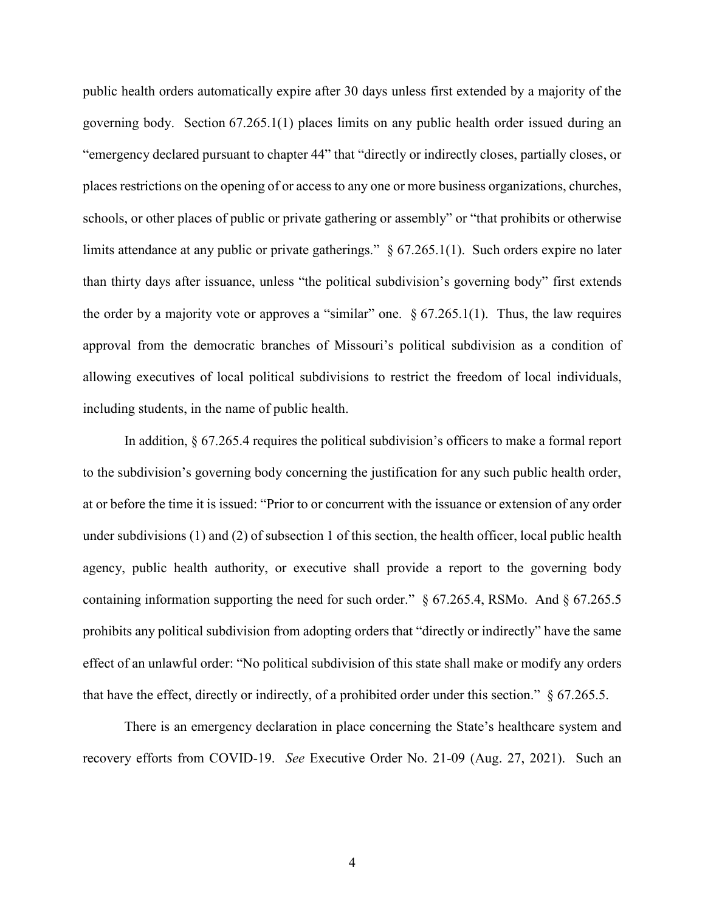public health orders automatically expire after 30 days unless first extended by a majority of the governing body. Section 67.265.1(1) places limits on any public health order issued during an "emergency declared pursuant to chapter 44" that "directly or indirectly closes, partially closes, or places restrictions on the opening of or access to any one or more business organizations, churches, schools, or other places of public or private gathering or assembly" or "that prohibits or otherwise limits attendance at any public or private gatherings." § 67.265.1(1). Such orders expire no later than thirty days after issuance, unless "the political subdivision's governing body" first extends the order by a majority vote or approves a "similar" one. § 67.265.1(1). Thus, the law requires approval from the democratic branches of Missouri's political subdivision as a condition of allowing executives of local political subdivisions to restrict the freedom of local individuals, including students, in the name of public health.

In addition, § 67.265.4 requires the political subdivision's officers to make a formal report to the subdivision's governing body concerning the justification for any such public health order, at or before the time it is issued: "Prior to or concurrent with the issuance or extension of any order under subdivisions (1) and (2) of subsection 1 of this section, the health officer, local public health agency, public health authority, or executive shall provide a report to the governing body containing information supporting the need for such order." § 67.265.4, RSMo. And § 67.265.5 prohibits any political subdivision from adopting orders that "directly or indirectly" have the same effect of an unlawful order: "No political subdivision of this state shall make or modify any orders that have the effect, directly or indirectly, of a prohibited order under this section." § 67.265.5.

There is an emergency declaration in place concerning the State's healthcare system and recovery efforts from COVID-19. *See* Executive Order No. 21-09 (Aug. 27, 2021). Such an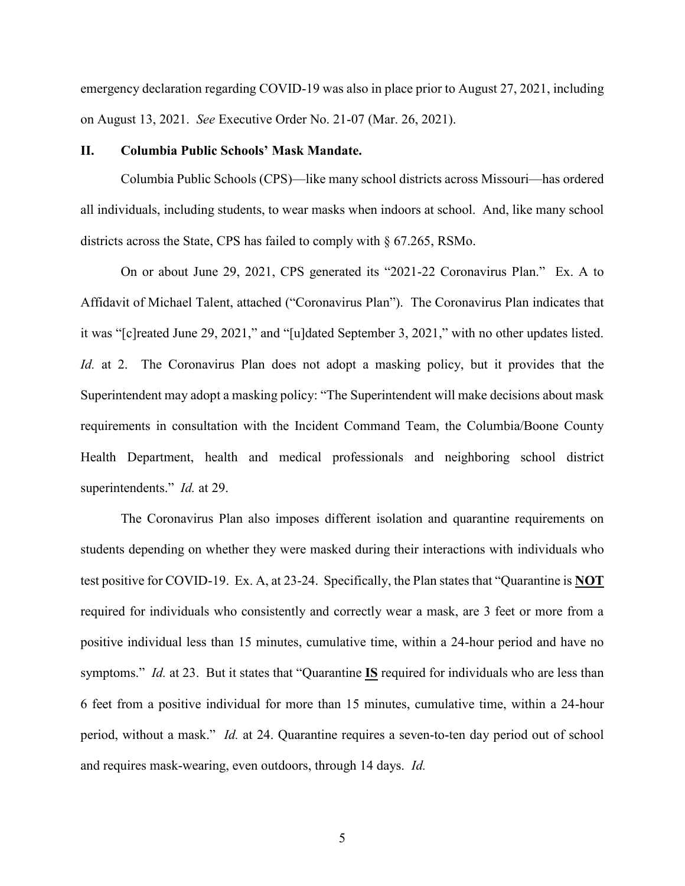emergency declaration regarding COVID-19 was also in place prior to August 27, 2021, including on August 13, 2021. *See* Executive Order No. 21-07 (Mar. 26, 2021).

## II. Columbia Public Schools' Mask Mandate.

Columbia Public Schools (CPS)—like many school districts across Missouri—has ordered all individuals, including students, to wear masks when indoors at school. And, like many school districts across the State, CPS has failed to comply with § 67.265, RSMo.

On or about June 29, 2021, CPS generated its "2021-22 Coronavirus Plan." Ex. A to Affidavit of Michael Talent, attached ("Coronavirus Plan"). The Coronavirus Plan indicates that it was "[c]reated June 29, 2021," and "[u]dated September 3, 2021," with no other updates listed. *Id.* at 2. The Coronavirus Plan does not adopt a masking policy, but it provides that the Superintendent may adopt a masking policy: "The Superintendent will make decisions about mask requirements in consultation with the Incident Command Team, the Columbia/Boone County Health Department, health and medical professionals and neighboring school district superintendents." *Id.* at 29.

The Coronavirus Plan also imposes different isolation and quarantine requirements on students depending on whether they were masked during their interactions with individuals who test positive for COVID-19. Ex. A, at 23-24. Specifically, the Plan states that "Quarantine is **NOT** required for individuals who consistently and correctly wear a mask, are 3 feet or more from a positive individual less than 15 minutes, cumulative time, within a 24-hour period and have no symptoms." *Id.* at 23. But it states that "Quarantine **IS** required for individuals who are less than 6 feet from a positive individual for more than 15 minutes, cumulative time, within a 24-hour period, without a mask." *Id.* at 24. Quarantine requires a seven-to-ten day period out of school and requires mask-wearing, even outdoors, through 14 days. *Id.*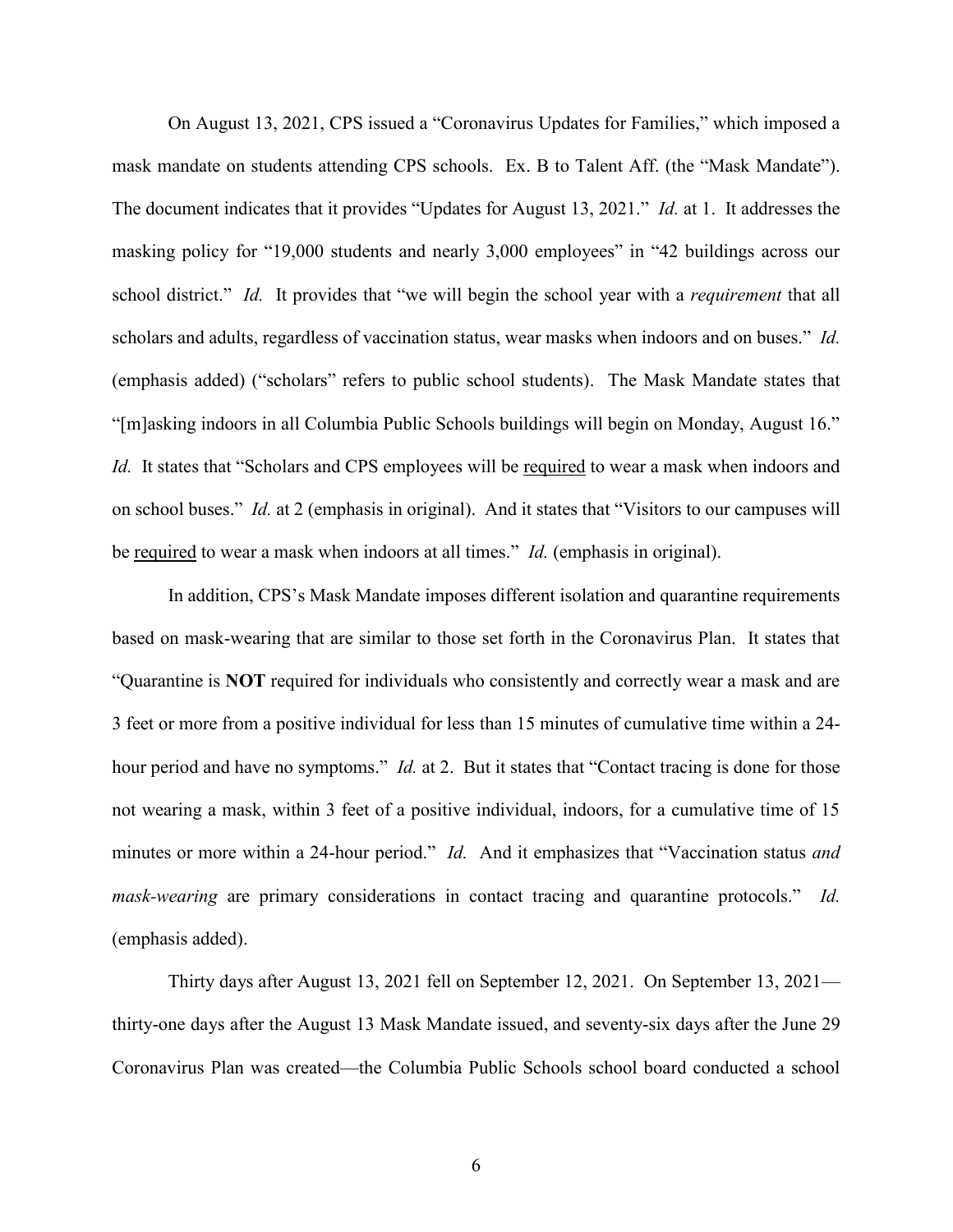On August 13, 2021, CPS issued a "Coronavirus Updates for Families," which imposed a mask mandate on students attending CPS schools. Ex. B to Talent Aff. (the "Mask Mandate"). The document indicates that it provides "Updates for August 13, 2021." *Id.* at 1. It addresses the masking policy for "19,000 students and nearly 3,000 employees" in "42 buildings across our school district." *Id.* It provides that "we will begin the school year with a *requirement* that all scholars and adults, regardless of vaccination status, wear masks when indoors and on buses." *Id.* (emphasis added) ("scholars" refers to public school students). The Mask Mandate states that "[m]asking indoors in all Columbia Public Schools buildings will begin on Monday, August 16." *Id.* It states that "Scholars and CPS employees will be <u>required</u> to wear a mask when indoors and on school buses." *Id.* at 2 (emphasis in original). And it states that "Visitors to our campuses will be <u>required</u> to wear a mask when indoors at all times." *Id.* (emphasis in original).

In addition, CPS's Mask Mandate imposes different isolation and quarantine requirements based on mask-wearing that are similar to those set forth in the Coronavirus Plan. It states that "Quarantine is **NOT** required for individuals who consistently and correctly wear a mask and are 3 feet or more from a positive individual for less than 15 minutes of cumulative time within a 24-hour period and have no symptoms." *Id.* at 2. But it states that "Contact tracing is done for those not wearing a mask, within 3 feet of a positive individual, indoors, for a cumulative time of 15 minutes or more within a 24-hour period." *Id.* And it emphasizes that "Vaccination status *and mask-wearing* are primary considerations in contact tracing and quarantine protocols." *Id.* (emphasis added).

Thirty days after August 13, 2021 fell on September 12, 2021. On September 13, 2021—thirty-one days after the August 13 Mask Mandate issued, and seventy-six days after the June 29 Coronavirus Plan was created—the Columbia Public Schools school board conducted a school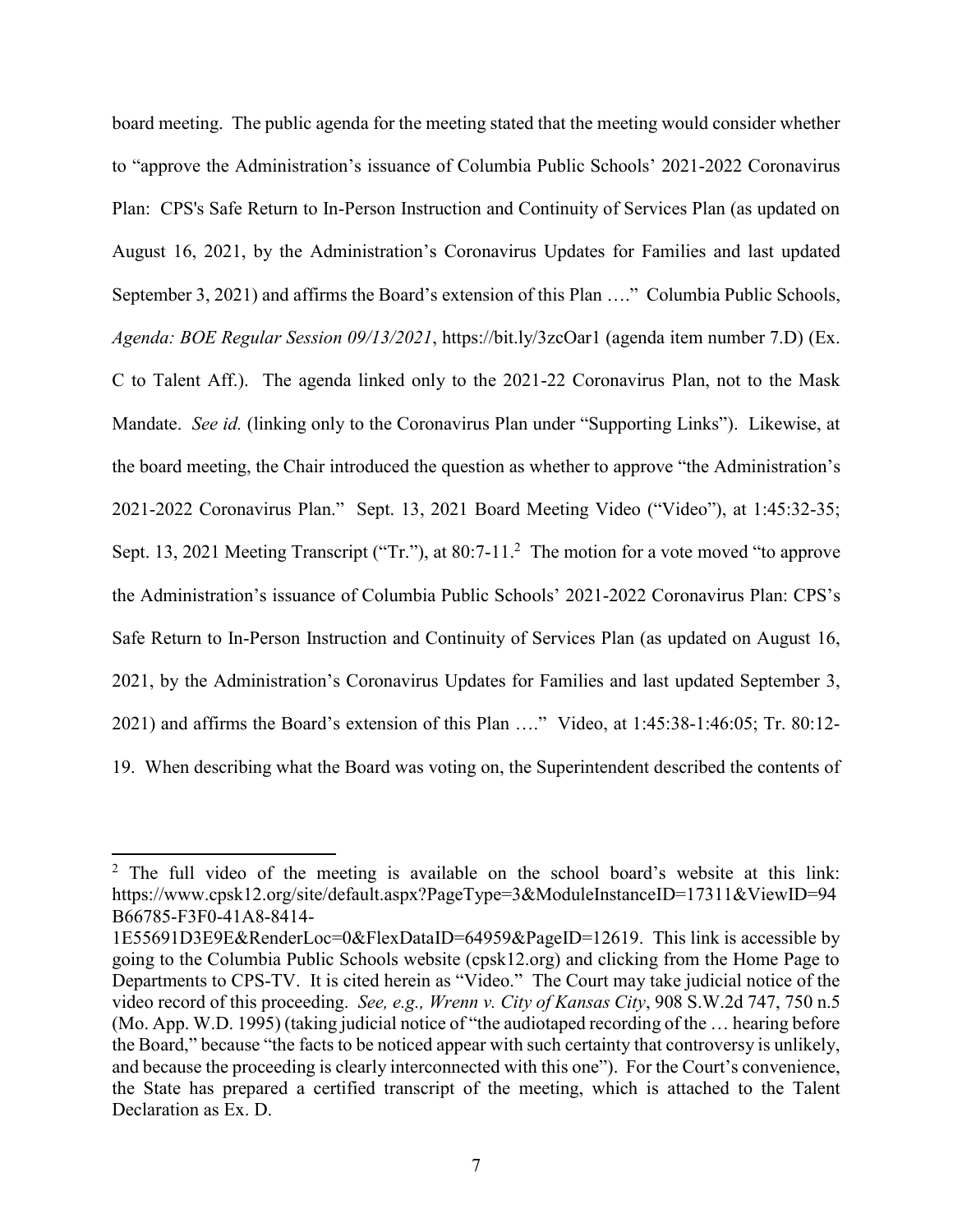board meeting. The public agenda for the meeting stated that the meeting would consider whether to "approve the Administration's issuance of Columbia Public Schools' 2021-2022 Coronavirus Plan: CPS's Safe Return to In-Person Instruction and Continuity of Services Plan (as updated on August 16, 2021, by the Administration's Coronavirus Updates for Families and last updated September 3, 2021) and affirms the Board's extension of this Plan …." Columbia Public Schools, *Agenda: BOE Regular Session 09/13/2021*, https://bit.ly/3zcOar1 (agenda item number 7.D) (Ex. C to Talent Aff.). The agenda linked only to the 2021-22 Coronavirus Plan, not to the Mask Mandate. *See id.* (linking only to the Coronavirus Plan under "Supporting Links"). Likewise, at the board meeting, the Chair introduced the question as whether to approve "the Administration's 2021-2022 Coronavirus Plan." Sept. 13, 2021 Board Meeting Video ("Video"), at 1:45:32-35; Sept. 13, 2021 Meeting Transcript ("Tr."), at 80:7-11.[2] The motion for a vote moved "to approve the Administration's issuance of Columbia Public Schools' 2021-2022 Coronavirus Plan: CPS's Safe Return to In-Person Instruction and Continuity of Services Plan (as updated on August 16, 2021, by the Administration's Coronavirus Updates for Families and last updated September 3, 2021) and affirms the Board's extension of this Plan …." Video, at 1:45:38-1:46:05; Tr. 80:12-19. When describing what the Board was voting on, the Superintendent described the contents of

---

[2] The full video of the meeting is available on the school board's website at this link: https://www.cpsk12.org/site/default.aspx?PageType=3&ModuleInstanceID=17311&ViewID=94B66785-F3F0-41A8-8414-1E55691D3E9E&RenderLoc=0&FlexDataID=64959&PageID=12619. This link is accessible by going to the Columbia Public Schools website (cpsk12.org) and clicking from the Home Page to Departments to CPS-TV. It is cited herein as "Video." The Court may take judicial notice of the video record of this proceeding. *See, e.g., Wrenn v. City of Kansas City*, 908 S.W.2d 747, 750 n.5 (Mo. App. W.D. 1995) (taking judicial notice of "the audiotaped recording of the … hearing before the Board," because "the facts to be noticed appear with such certainty that controversy is unlikely, and because the proceeding is clearly interconnected with this one"). For the Court's convenience, the State has prepared a certified transcript of the meeting, which is attached to the Talent Declaration as Ex. D.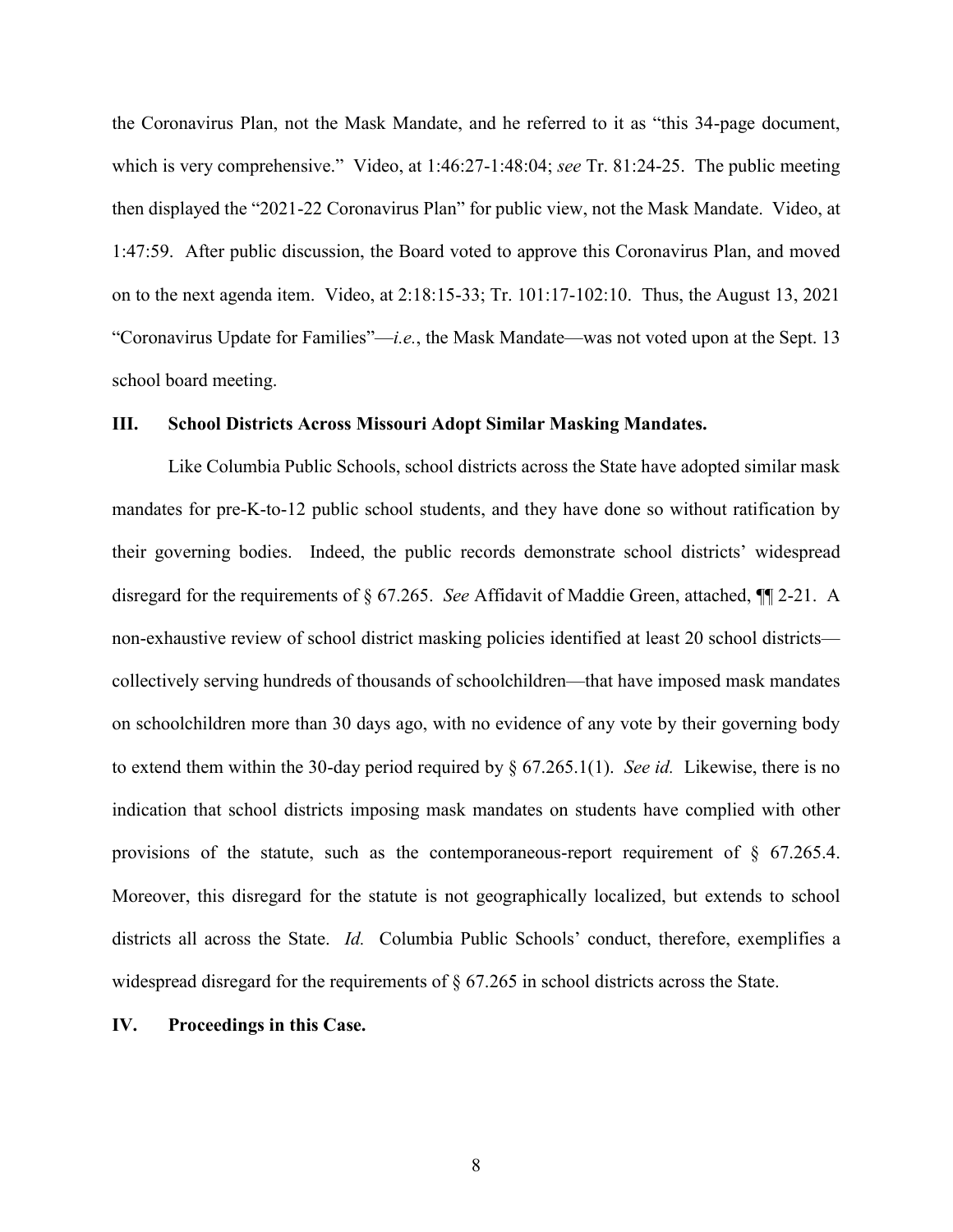the Coronavirus Plan, not the Mask Mandate, and he referred to it as "this 34-page document, which is very comprehensive." Video, at 1:46:27-1:48:04; *see* Tr. 81:24-25. The public meeting then displayed the "2021-22 Coronavirus Plan" for public view, not the Mask Mandate. Video, at 1:47:59. After public discussion, the Board voted to approve this Coronavirus Plan, and moved on to the next agenda item. Video, at 2:18:15-33; Tr. 101:17-102:10. Thus, the August 13, 2021 "Coronavirus Update for Families"—*i.e.*, the Mask Mandate—was not voted upon at the Sept. 13 school board meeting.

## III. School Districts Across Missouri Adopt Similar Masking Mandates.

Like Columbia Public Schools, school districts across the State have adopted similar mask mandates for pre-K-to-12 public school students, and they have done so without ratification by their governing bodies. Indeed, the public records demonstrate school districts' widespread disregard for the requirements of § 67.265. *See* Affidavit of Maddie Green, attached, ¶¶ 2-21. A non-exhaustive review of school district masking policies identified at least 20 school districts—collectively serving hundreds of thousands of schoolchildren—that have imposed mask mandates on schoolchildren more than 30 days ago, with no evidence of any vote by their governing body to extend them within the 30-day period required by § 67.265.1(1). *See id.* Likewise, there is no indication that school districts imposing mask mandates on students have complied with other provisions of the statute, such as the contemporaneous-report requirement of § 67.265.4. Moreover, this disregard for the statute is not geographically localized, but extends to school districts all across the State. *Id.* Columbia Public Schools' conduct, therefore, exemplifies a widespread disregard for the requirements of § 67.265 in school districts across the State.

## IV. Proceedings in this Case.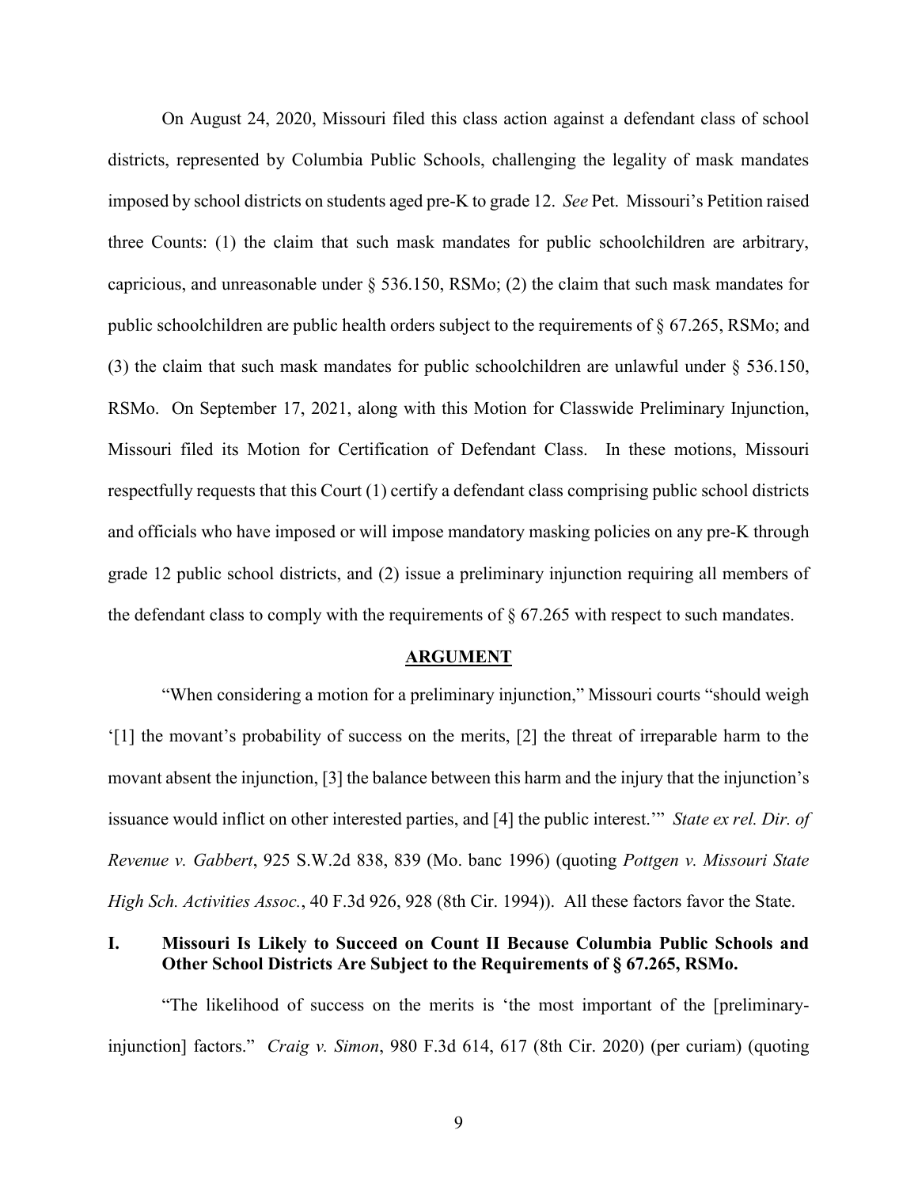On August 24, 2020, Missouri filed this class action against a defendant class of school districts, represented by Columbia Public Schools, challenging the legality of mask mandates imposed by school districts on students aged pre-K to grade 12. *See* Pet. Missouri's Petition raised three Counts: (1) the claim that such mask mandates for public schoolchildren are arbitrary, capricious, and unreasonable under § 536.150, RSMo; (2) the claim that such mask mandates for public schoolchildren are public health orders subject to the requirements of § 67.265, RSMo; and (3) the claim that such mask mandates for public schoolchildren are unlawful under § 536.150, RSMo. On September 17, 2021, along with this Motion for Classwide Preliminary Injunction, Missouri filed its Motion for Certification of Defendant Class. In these motions, Missouri respectfully requests that this Court (1) certify a defendant class comprising public school districts and officials who have imposed or will impose mandatory masking policies on any pre-K through grade 12 public school districts, and (2) issue a preliminary injunction requiring all members of the defendant class to comply with the requirements of § 67.265 with respect to such mandates.

## ARGUMENT

"When considering a motion for a preliminary injunction," Missouri courts "should weigh '[1] the movant's probability of success on the merits, [2] the threat of irreparable harm to the movant absent the injunction, [3] the balance between this harm and the injury that the injunction's issuance would inflict on other interested parties, and [4] the public interest.'" *State ex rel. Dir. of Revenue v. Gabbert*, 925 S.W.2d 838, 839 (Mo. banc 1996) (quoting *Pottgen v. Missouri State High Sch. Activities Assoc.*, 40 F.3d 926, 928 (8th Cir. 1994)). All these factors favor the State.

### I. Missouri Is Likely to Succeed on Count II Because Columbia Public Schools and Other School Districts Are Subject to the Requirements of § 67.265, RSMo.

"The likelihood of success on the merits is 'the most important of the [preliminary-injunction] factors." *Craig v. Simon*, 980 F.3d 614, 617 (8th Cir. 2020) (per curiam) (quoting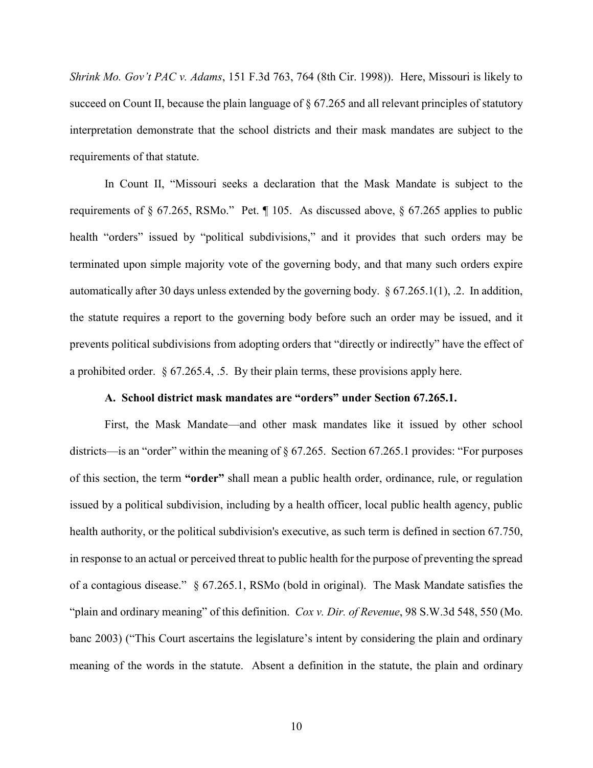*Shrink Mo. Gov't PAC v. Adams*, 151 F.3d 763, 764 (8th Cir. 1998)). Here, Missouri is likely to succeed on Count II, because the plain language of § 67.265 and all relevant principles of statutory interpretation demonstrate that the school districts and their mask mandates are subject to the requirements of that statute.

In Count II, "Missouri seeks a declaration that the Mask Mandate is subject to the requirements of § 67.265, RSMo." Pet. ¶ 105. As discussed above, § 67.265 applies to public health "orders" issued by "political subdivisions," and it provides that such orders may be terminated upon simple majority vote of the governing body, and that many such orders expire automatically after 30 days unless extended by the governing body. § 67.265.1(1), .2. In addition, the statute requires a report to the governing body before such an order may be issued, and it prevents political subdivisions from adopting orders that "directly or indirectly" have the effect of a prohibited order. § 67.265.4, .5. By their plain terms, these provisions apply here.

**A. School district mask mandates are "orders" under Section 67.265.1.**

First, the Mask Mandate—and other mask mandates like it issued by other school districts—is an "order" within the meaning of § 67.265. Section 67.265.1 provides: "For purposes of this section, the term **"order"** shall mean a public health order, ordinance, rule, or regulation issued by a political subdivision, including by a health officer, local public health agency, public health authority, or the political subdivision's executive, as such term is defined in section 67.750, in response to an actual or perceived threat to public health for the purpose of preventing the spread of a contagious disease." § 67.265.1, RSMo (bold in original). The Mask Mandate satisfies the "plain and ordinary meaning" of this definition. *Cox v. Dir. of Revenue*, 98 S.W.3d 548, 550 (Mo. banc 2003) ("This Court ascertains the legislature's intent by considering the plain and ordinary meaning of the words in the statute. Absent a definition in the statute, the plain and ordinary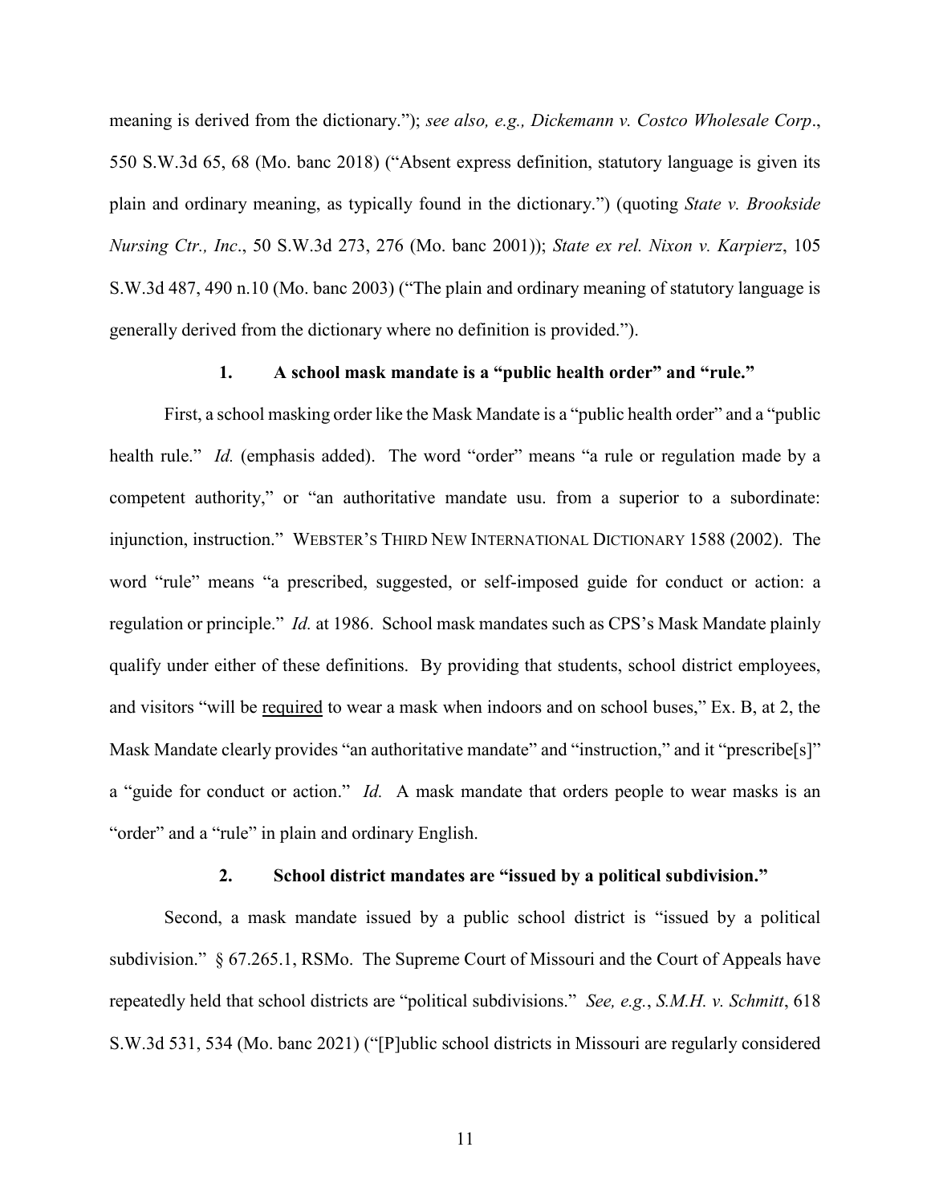meaning is derived from the dictionary."); *see also, e.g., Dickemann v. Costco Wholesale Corp*., 550 S.W.3d 65, 68 (Mo. banc 2018) ("Absent express definition, statutory language is given its plain and ordinary meaning, as typically found in the dictionary.") (quoting *State v. Brookside Nursing Ctr., Inc*., 50 S.W.3d 273, 276 (Mo. banc 2001)); *State ex rel. Nixon v. Karpierz*, 105 S.W.3d 487, 490 n.10 (Mo. banc 2003) ("The plain and ordinary meaning of statutory language is generally derived from the dictionary where no definition is provided.").

### 1. A school mask mandate is a "public health order" and "rule."

First, a school masking order like the Mask Mandate is a "public health order" and a "public health rule." *Id.* (emphasis added). The word "order" means "a rule or regulation made by a competent authority," or "an authoritative mandate usu. from a superior to a subordinate: injunction, instruction." WEBSTER'S THIRD NEW INTERNATIONAL DICTIONARY 1588 (2002). The word "rule" means "a prescribed, suggested, or self-imposed guide for conduct or action: a regulation or principle." *Id.* at 1986. School mask mandates such as CPS's Mask Mandate plainly qualify under either of these definitions. By providing that students, school district employees, and visitors "will be <u>required</u> to wear a mask when indoors and on school buses," Ex. B, at 2, the Mask Mandate clearly provides "an authoritative mandate" and "instruction," and it "prescribe[s]" a "guide for conduct or action." *Id.* A mask mandate that orders people to wear masks is an "order" and a "rule" in plain and ordinary English.

### 2. School district mandates are "issued by a political subdivision."

Second, a mask mandate issued by a public school district is "issued by a political subdivision." § 67.265.1, RSMo. The Supreme Court of Missouri and the Court of Appeals have repeatedly held that school districts are "political subdivisions." *See, e.g.*, *S.M.H. v. Schmitt*, 618 S.W.3d 531, 534 (Mo. banc 2021) ("[P]ublic school districts in Missouri are regularly considered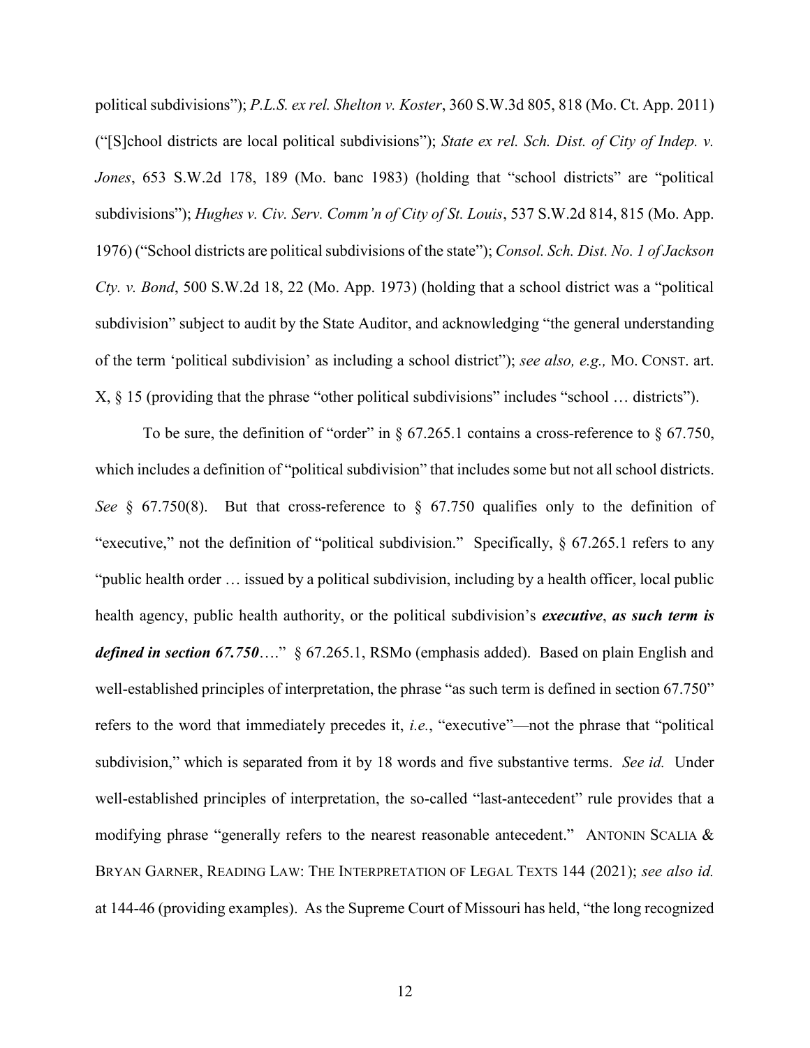political subdivisions"); *P.L.S. ex rel. Shelton v. Koster*, 360 S.W.3d 805, 818 (Mo. Ct. App. 2011) ("[S]chool districts are local political subdivisions"); *State ex rel. Sch. Dist. of City of Indep. v. Jones*, 653 S.W.2d 178, 189 (Mo. banc 1983) (holding that "school districts" are "political subdivisions"); *Hughes v. Civ. Serv. Comm'n of City of St. Louis*, 537 S.W.2d 814, 815 (Mo. App. 1976) ("School districts are political subdivisions of the state"); *Consol. Sch. Dist. No. 1 of Jackson Cty. v. Bond*, 500 S.W.2d 18, 22 (Mo. App. 1973) (holding that a school district was a "political subdivision" subject to audit by the State Auditor, and acknowledging "the general understanding of the term 'political subdivision' as including a school district"); *see also, e.g.,* MO. CONST. art. X, § 15 (providing that the phrase "other political subdivisions" includes "school … districts").

To be sure, the definition of "order" in § 67.265.1 contains a cross-reference to § 67.750, which includes a definition of "political subdivision" that includes some but not all school districts. *See* § 67.750(8). But that cross-reference to § 67.750 qualifies only to the definition of "executive," not the definition of "political subdivision." Specifically, § 67.265.1 refers to any "public health order … issued by a political subdivision, including by a health officer, local public health agency, public health authority, or the political subdivision's ***executive***, ***as such term is defined in section 67.750***…." § 67.265.1, RSMo (emphasis added). Based on plain English and well-established principles of interpretation, the phrase "as such term is defined in section 67.750" refers to the word that immediately precedes it, *i.e.*, "executive"—not the phrase that "political subdivision," which is separated from it by 18 words and five substantive terms. *See id.* Under well-established principles of interpretation, the so-called "last-antecedent" rule provides that a modifying phrase "generally refers to the nearest reasonable antecedent." ANTONIN SCALIA & BRYAN GARNER, READING LAW: THE INTERPRETATION OF LEGAL TEXTS 144 (2021); *see also id.* at 144-46 (providing examples). As the Supreme Court of Missouri has held, "the long recognized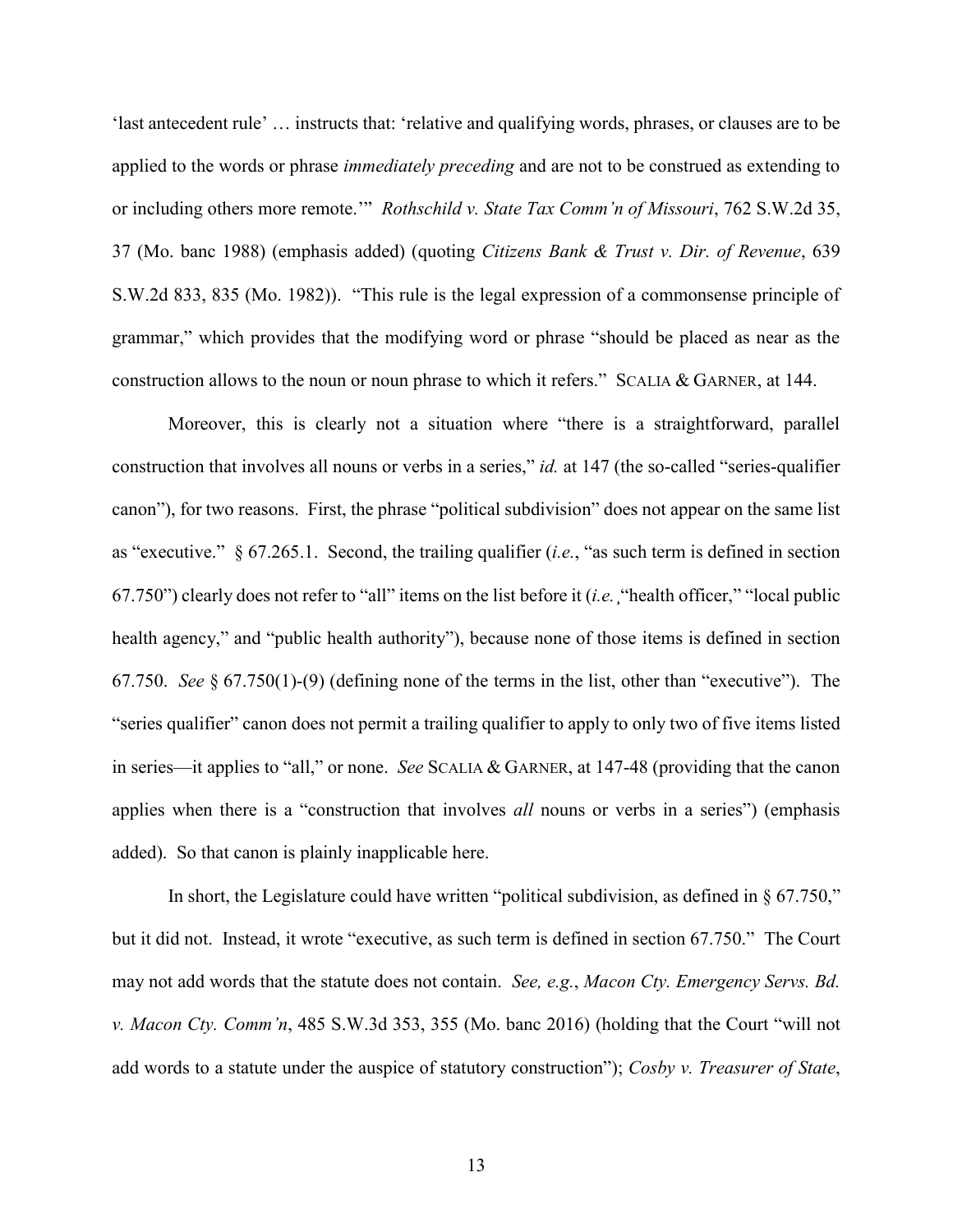'last antecedent rule' … instructs that: 'relative and qualifying words, phrases, or clauses are to be applied to the words or phrase *immediately preceding* and are not to be construed as extending to or including others more remote.'" *Rothschild v. State Tax Comm'n of Missouri*, 762 S.W.2d 35, 37 (Mo. banc 1988) (emphasis added) (quoting *Citizens Bank & Trust v. Dir. of Revenue*, 639 S.W.2d 833, 835 (Mo. 1982)). "This rule is the legal expression of a commonsense principle of grammar," which provides that the modifying word or phrase "should be placed as near as the construction allows to the noun or noun phrase to which it refers." SCALIA & GARNER, at 144.

Moreover, this is clearly not a situation where "there is a straightforward, parallel construction that involves all nouns or verbs in a series," *id.* at 147 (the so-called "series-qualifier canon"), for two reasons. First, the phrase "political subdivision" does not appear on the same list as "executive." § 67.265.1. Second, the trailing qualifier (*i.e.*, "as such term is defined in section 67.750") clearly does not refer to "all" items on the list before it (*i.e.*, "health officer," "local public health agency," and "public health authority"), because none of those items is defined in section 67.750. *See* § 67.750(1)-(9) (defining none of the terms in the list, other than "executive"). The "series qualifier" canon does not permit a trailing qualifier to apply to only two of five items listed in series—it applies to "all," or none. *See* SCALIA & GARNER, at 147-48 (providing that the canon applies when there is a "construction that involves *all* nouns or verbs in a series") (emphasis added). So that canon is plainly inapplicable here.

In short, the Legislature could have written "political subdivision, as defined in § 67.750," but it did not. Instead, it wrote "executive, as such term is defined in section 67.750." The Court may not add words that the statute does not contain. *See, e.g.*, *Macon Cty. Emergency Servs. Bd. v. Macon Cty. Comm'n*, 485 S.W.3d 353, 355 (Mo. banc 2016) (holding that the Court "will not add words to a statute under the auspice of statutory construction"); *Cosby v. Treasurer of State*,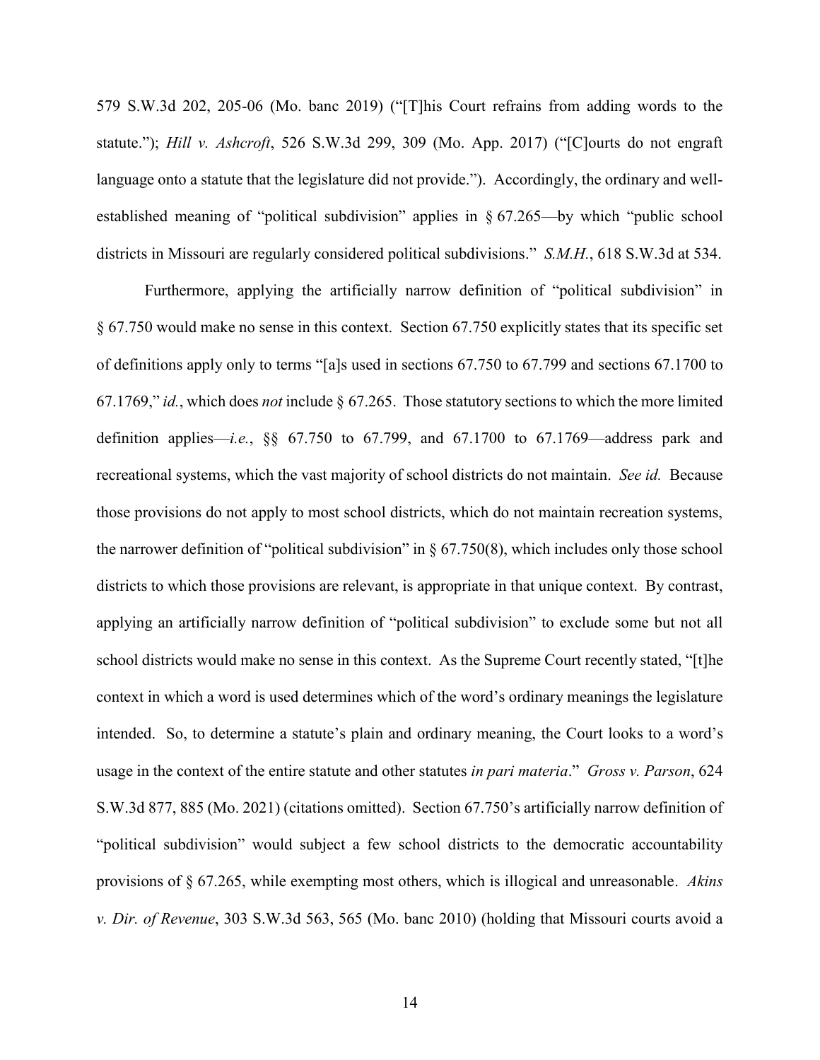579 S.W.3d 202, 205-06 (Mo. banc 2019) ("[T]his Court refrains from adding words to the statute."); *Hill v. Ashcroft*, 526 S.W.3d 299, 309 (Mo. App. 2017) ("[C]ourts do not engraft language onto a statute that the legislature did not provide."). Accordingly, the ordinary and well-established meaning of "political subdivision" applies in § 67.265—by which "public school districts in Missouri are regularly considered political subdivisions." *S.M.H.*, 618 S.W.3d at 534.

Furthermore, applying the artificially narrow definition of "political subdivision" in § 67.750 would make no sense in this context. Section 67.750 explicitly states that its specific set of definitions apply only to terms "[a]s used in sections 67.750 to 67.799 and sections 67.1700 to 67.1769," *id.*, which does *not* include § 67.265. Those statutory sections to which the more limited definition applies—*i.e.*, §§ 67.750 to 67.799, and 67.1700 to 67.1769—address park and recreational systems, which the vast majority of school districts do not maintain. *See id.* Because those provisions do not apply to most school districts, which do not maintain recreation systems, the narrower definition of "political subdivision" in § 67.750(8), which includes only those school districts to which those provisions are relevant, is appropriate in that unique context. By contrast, applying an artificially narrow definition of "political subdivision" to exclude some but not all school districts would make no sense in this context. As the Supreme Court recently stated, "[t]he context in which a word is used determines which of the word's ordinary meanings the legislature intended. So, to determine a statute's plain and ordinary meaning, the Court looks to a word's usage in the context of the entire statute and other statutes *in pari materia*." *Gross v. Parson*, 624 S.W.3d 877, 885 (Mo. 2021) (citations omitted). Section 67.750's artificially narrow definition of "political subdivision" would subject a few school districts to the democratic accountability provisions of § 67.265, while exempting most others, which is illogical and unreasonable. *Akins v. Dir. of Revenue*, 303 S.W.3d 563, 565 (Mo. banc 2010) (holding that Missouri courts avoid a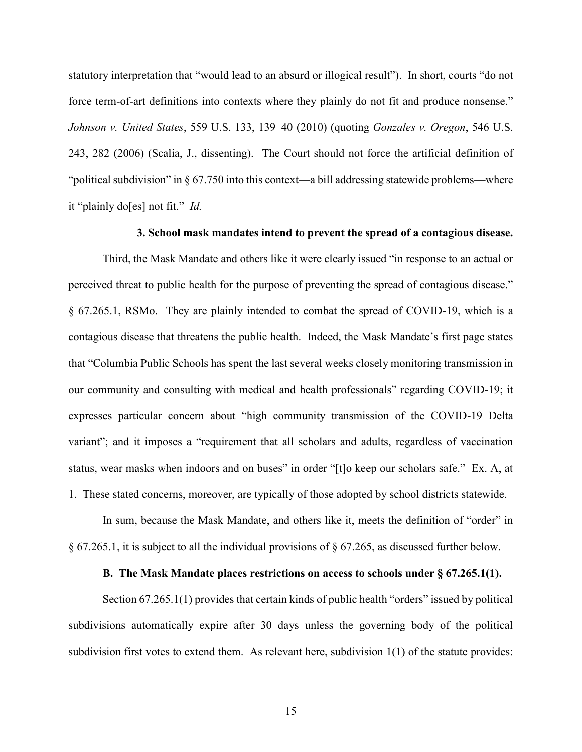statutory interpretation that "would lead to an absurd or illogical result"). In short, courts "do not force term-of-art definitions into contexts where they plainly do not fit and produce nonsense." *Johnson v. United States*, 559 U.S. 133, 139–40 (2010) (quoting *Gonzales v. Oregon*, 546 U.S. 243, 282 (2006) (Scalia, J., dissenting). The Court should not force the artificial definition of "political subdivision" in § 67.750 into this context—a bill addressing statewide problems—where it "plainly do[es] not fit." *Id.*

**3. School mask mandates intend to prevent the spread of a contagious disease.**

Third, the Mask Mandate and others like it were clearly issued "in response to an actual or perceived threat to public health for the purpose of preventing the spread of contagious disease." § 67.265.1, RSMo. They are plainly intended to combat the spread of COVID-19, which is a contagious disease that threatens the public health. Indeed, the Mask Mandate's first page states that "Columbia Public Schools has spent the last several weeks closely monitoring transmission in our community and consulting with medical and health professionals" regarding COVID-19; it expresses particular concern about "high community transmission of the COVID-19 Delta variant"; and it imposes a "requirement that all scholars and adults, regardless of vaccination status, wear masks when indoors and on buses" in order "[t]o keep our scholars safe." Ex. A, at 1. These stated concerns, moreover, are typically of those adopted by school districts statewide.

In sum, because the Mask Mandate, and others like it, meets the definition of "order" in § 67.265.1, it is subject to all the individual provisions of § 67.265, as discussed further below.

**B. The Mask Mandate places restrictions on access to schools under § 67.265.1(1).**

Section 67.265.1(1) provides that certain kinds of public health "orders" issued by political subdivisions automatically expire after 30 days unless the governing body of the political subdivision first votes to extend them. As relevant here, subdivision 1(1) of the statute provides: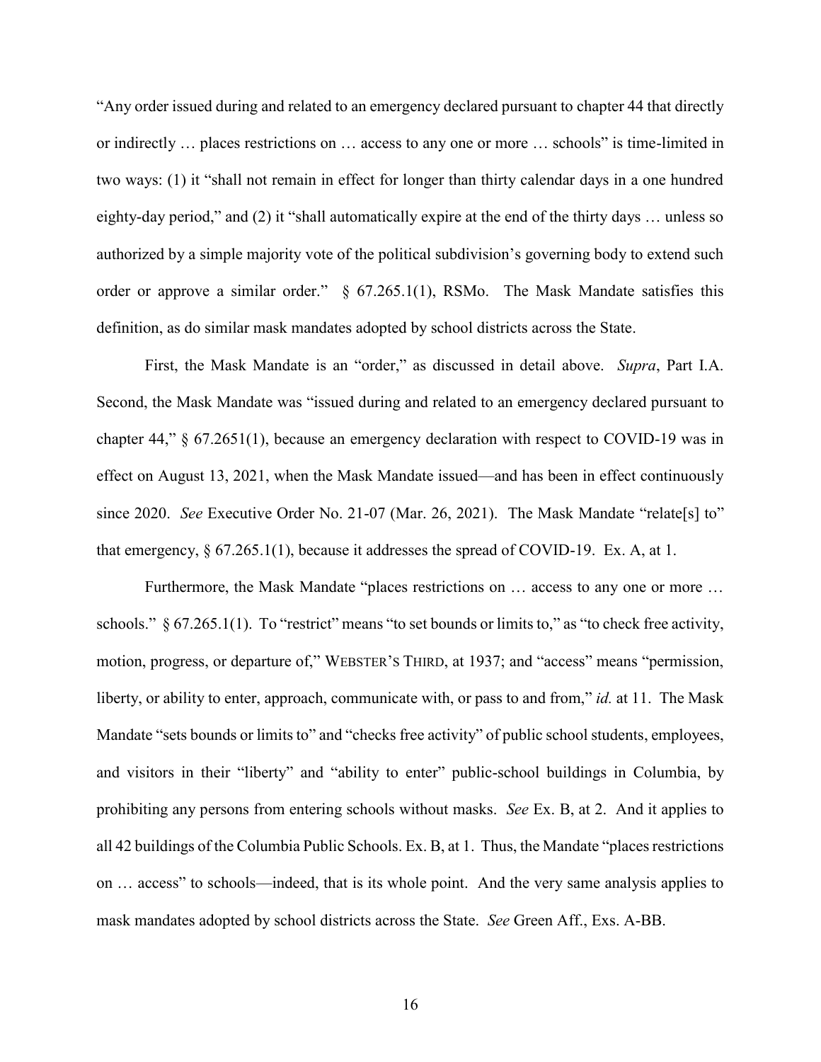"Any order issued during and related to an emergency declared pursuant to chapter 44 that directly or indirectly … places restrictions on … access to any one or more … schools" is time-limited in two ways: (1) it "shall not remain in effect for longer than thirty calendar days in a one hundred eighty-day period," and (2) it "shall automatically expire at the end of the thirty days … unless so authorized by a simple majority vote of the political subdivision's governing body to extend such order or approve a similar order." § 67.265.1(1), RSMo. The Mask Mandate satisfies this definition, as do similar mask mandates adopted by school districts across the State.

First, the Mask Mandate is an "order," as discussed in detail above. *Supra*, Part I.A. Second, the Mask Mandate was "issued during and related to an emergency declared pursuant to chapter 44," § 67.2651(1), because an emergency declaration with respect to COVID-19 was in effect on August 13, 2021, when the Mask Mandate issued—and has been in effect continuously since 2020. *See* Executive Order No. 21-07 (Mar. 26, 2021). The Mask Mandate "relate[s] to" that emergency, § 67.265.1(1), because it addresses the spread of COVID-19. Ex. A, at 1.

Furthermore, the Mask Mandate "places restrictions on … access to any one or more … schools." § 67.265.1(1). To "restrict" means "to set bounds or limits to," as "to check free activity, motion, progress, or departure of," WEBSTER'S THIRD, at 1937; and "access" means "permission, liberty, or ability to enter, approach, communicate with, or pass to and from," *id.* at 11. The Mask Mandate "sets bounds or limits to" and "checks free activity" of public school students, employees, and visitors in their "liberty" and "ability to enter" public-school buildings in Columbia, by prohibiting any persons from entering schools without masks. *See* Ex. B, at 2. And it applies to all 42 buildings of the Columbia Public Schools. Ex. B, at 1. Thus, the Mandate "places restrictions on … access" to schools—indeed, that is its whole point. And the very same analysis applies to mask mandates adopted by school districts across the State. *See* Green Aff., Exs. A-BB.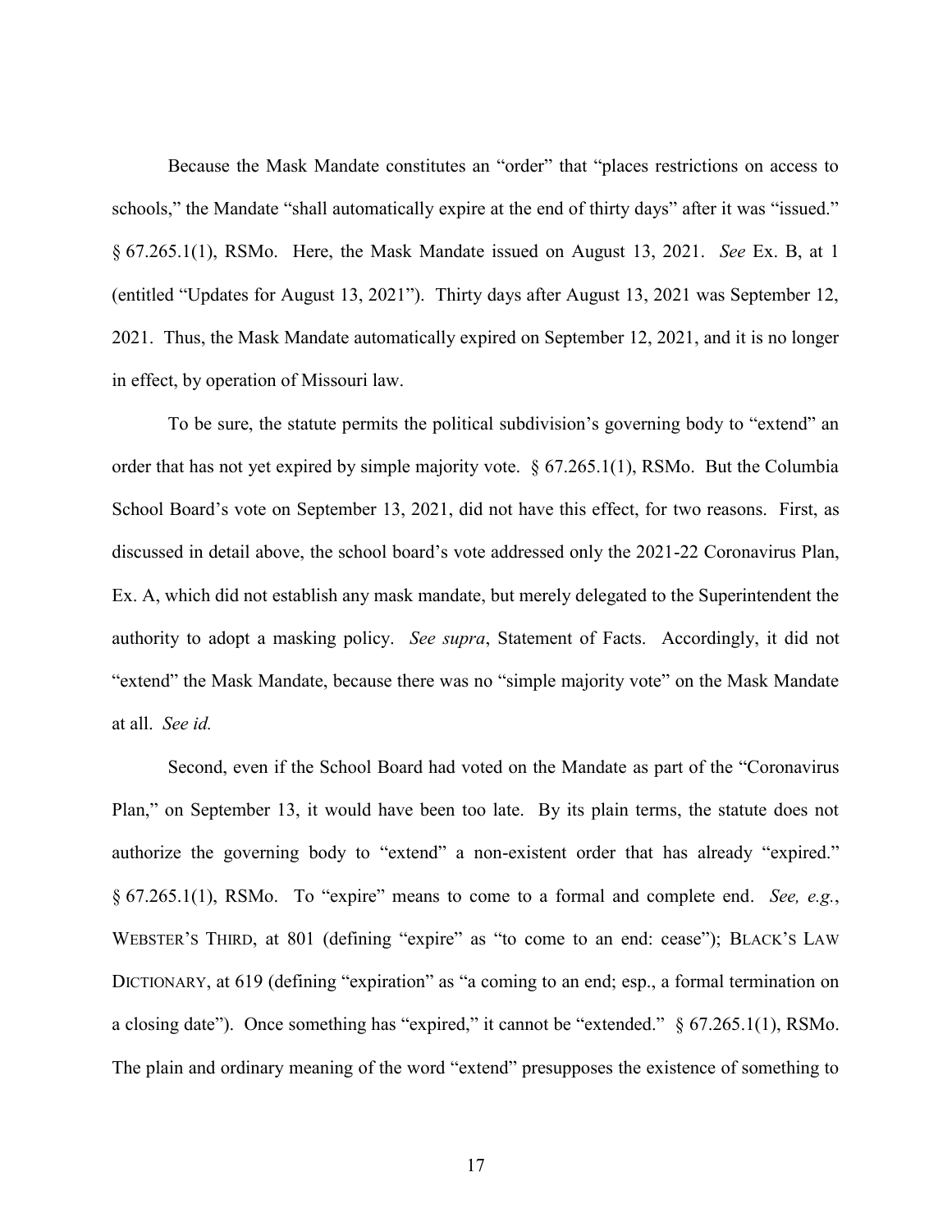Because the Mask Mandate constitutes an "order" that "places restrictions on access to schools," the Mandate "shall automatically expire at the end of thirty days" after it was "issued." § 67.265.1(1), RSMo. Here, the Mask Mandate issued on August 13, 2021. *See* Ex. B, at 1 (entitled "Updates for August 13, 2021"). Thirty days after August 13, 2021 was September 12, 2021. Thus, the Mask Mandate automatically expired on September 12, 2021, and it is no longer in effect, by operation of Missouri law.

To be sure, the statute permits the political subdivision's governing body to "extend" an order that has not yet expired by simple majority vote. § 67.265.1(1), RSMo. But the Columbia School Board's vote on September 13, 2021, did not have this effect, for two reasons. First, as discussed in detail above, the school board's vote addressed only the 2021-22 Coronavirus Plan, Ex. A, which did not establish any mask mandate, but merely delegated to the Superintendent the authority to adopt a masking policy. *See supra*, Statement of Facts. Accordingly, it did not "extend" the Mask Mandate, because there was no "simple majority vote" on the Mask Mandate at all. *See id.*

Second, even if the School Board had voted on the Mandate as part of the "Coronavirus Plan," on September 13, it would have been too late. By its plain terms, the statute does not authorize the governing body to "extend" a non-existent order that has already "expired." § 67.265.1(1), RSMo. To "expire" means to come to a formal and complete end. *See, e.g.*, WEBSTER'S THIRD, at 801 (defining "expire" as "to come to an end: cease"); BLACK'S LAW DICTIONARY, at 619 (defining "expiration" as "a coming to an end; esp., a formal termination on a closing date"). Once something has "expired," it cannot be "extended." § 67.265.1(1), RSMo. The plain and ordinary meaning of the word "extend" presupposes the existence of something to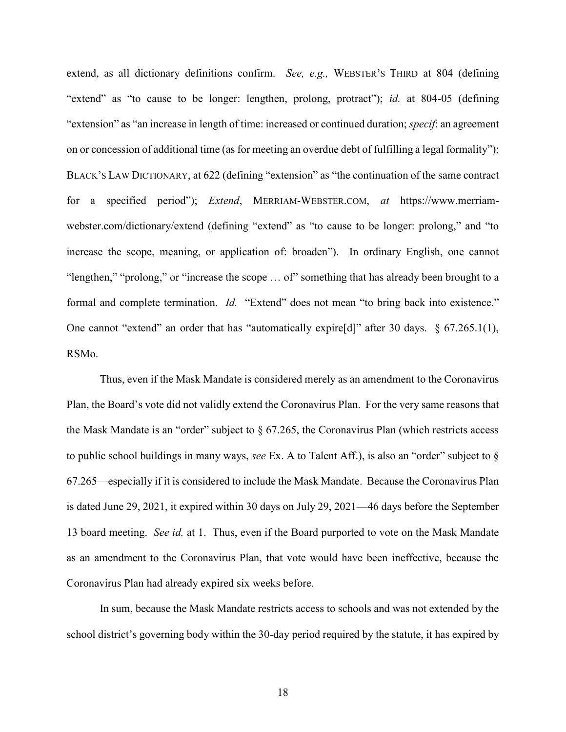extend, as all dictionary definitions confirm. *See, e.g.,* WEBSTER'S THIRD at 804 (defining "extend" as "to cause to be longer: lengthen, prolong, protract"); *id.* at 804-05 (defining "extension" as "an increase in length of time: increased or continued duration; *specif*: an agreement on or concession of additional time (as for meeting an overdue debt of fulfilling a legal formality"); BLACK'S LAW DICTIONARY, at 622 (defining "extension" as "the continuation of the same contract for a specified period"); *Extend*, MERRIAM-WEBSTER.COM, *at* https://www.merriam-webster.com/dictionary/extend (defining "extend" as "to cause to be longer: prolong," and "to increase the scope, meaning, or application of: broaden"). In ordinary English, one cannot "lengthen," "prolong," or "increase the scope … of" something that has already been brought to a formal and complete termination. *Id.* "Extend" does not mean "to bring back into existence." One cannot "extend" an order that has "automatically expire[d]" after 30 days. § 67.265.1(1), RSMo.

Thus, even if the Mask Mandate is considered merely as an amendment to the Coronavirus Plan, the Board's vote did not validly extend the Coronavirus Plan. For the very same reasons that the Mask Mandate is an "order" subject to § 67.265, the Coronavirus Plan (which restricts access to public school buildings in many ways, *see* Ex. A to Talent Aff.), is also an "order" subject to § 67.265—especially if it is considered to include the Mask Mandate. Because the Coronavirus Plan is dated June 29, 2021, it expired within 30 days on July 29, 2021—46 days before the September 13 board meeting. *See id.* at 1. Thus, even if the Board purported to vote on the Mask Mandate as an amendment to the Coronavirus Plan, that vote would have been ineffective, because the Coronavirus Plan had already expired six weeks before.

In sum, because the Mask Mandate restricts access to schools and was not extended by the school district's governing body within the 30-day period required by the statute, it has expired by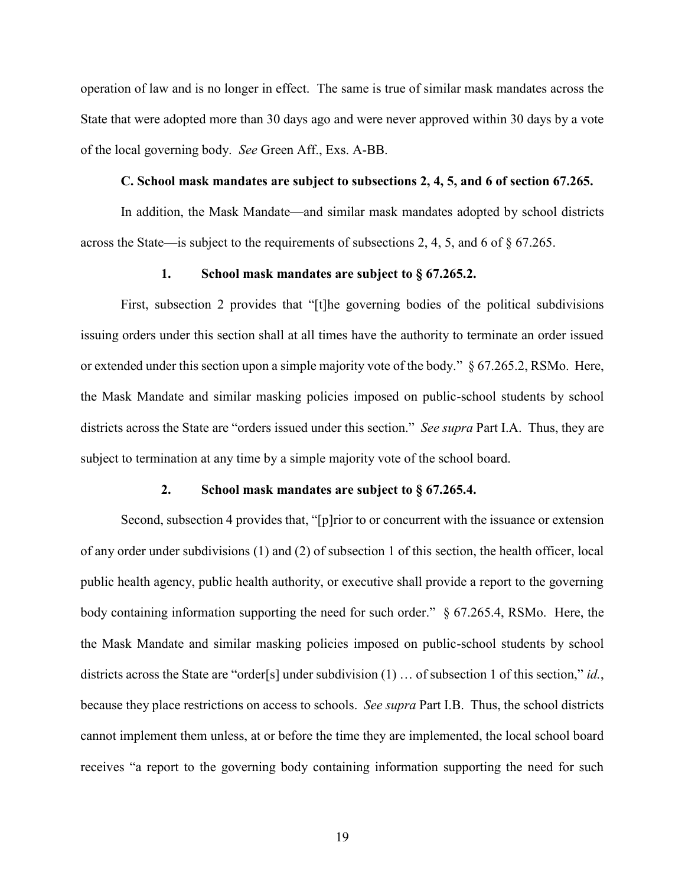operation of law and is no longer in effect. The same is true of similar mask mandates across the State that were adopted more than 30 days ago and were never approved within 30 days by a vote of the local governing body. *See* Green Aff., Exs. A-BB.

### C. School mask mandates are subject to subsections 2, 4, 5, and 6 of section 67.265.

In addition, the Mask Mandate—and similar mask mandates adopted by school districts across the State—is subject to the requirements of subsections 2, 4, 5, and 6 of § 67.265.

#### 1. School mask mandates are subject to § 67.265.2.

First, subsection 2 provides that "[t]he governing bodies of the political subdivisions issuing orders under this section shall at all times have the authority to terminate an order issued or extended under this section upon a simple majority vote of the body." § 67.265.2, RSMo. Here, the Mask Mandate and similar masking policies imposed on public-school students by school districts across the State are "orders issued under this section." *See supra* Part I.A. Thus, they are subject to termination at any time by a simple majority vote of the school board.

#### 2. School mask mandates are subject to § 67.265.4.

Second, subsection 4 provides that, "[p]rior to or concurrent with the issuance or extension of any order under subdivisions (1) and (2) of subsection 1 of this section, the health officer, local public health agency, public health authority, or executive shall provide a report to the governing body containing information supporting the need for such order." § 67.265.4, RSMo. Here, the the Mask Mandate and similar masking policies imposed on public-school students by school districts across the State are "order[s] under subdivision (1) … of subsection 1 of this section," *id.*, because they place restrictions on access to schools. *See supra* Part I.B. Thus, the school districts cannot implement them unless, at or before the time they are implemented, the local school board receives "a report to the governing body containing information supporting the need for such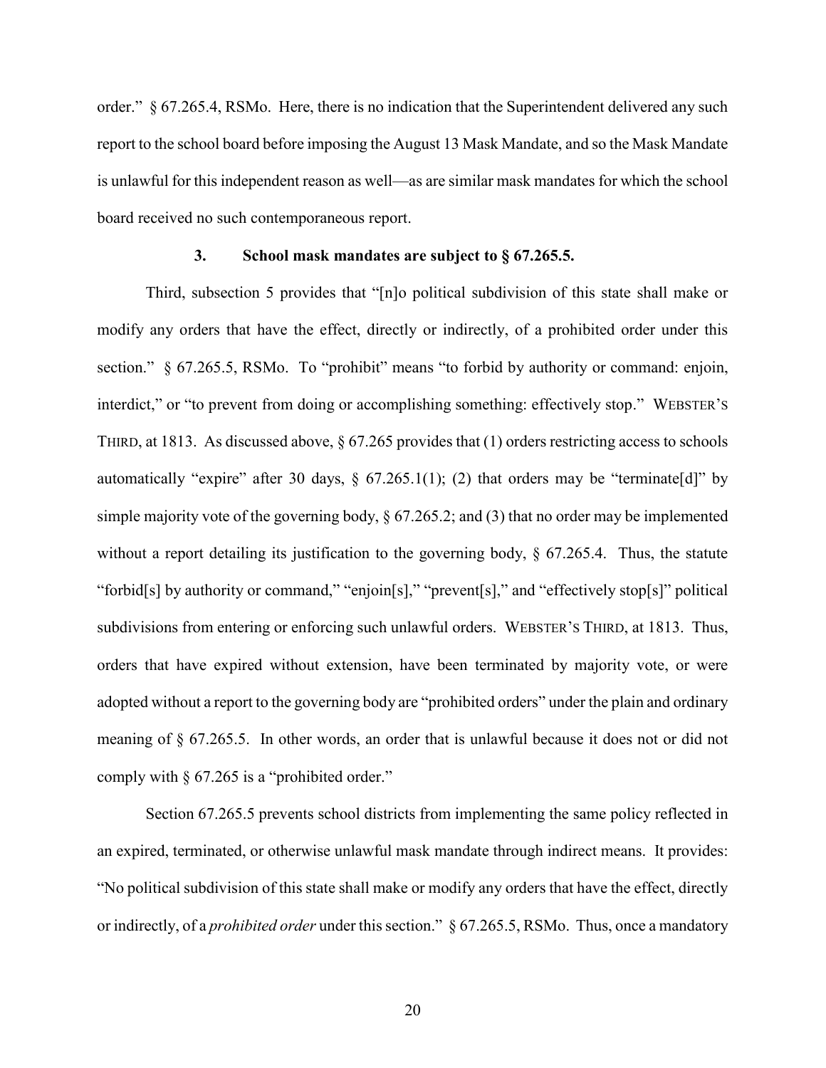order." § 67.265.4, RSMo. Here, there is no indication that the Superintendent delivered any such report to the school board before imposing the August 13 Mask Mandate, and so the Mask Mandate is unlawful for this independent reason as well—as are similar mask mandates for which the school board received no such contemporaneous report.

### 3. School mask mandates are subject to § 67.265.5.

Third, subsection 5 provides that "[n]o political subdivision of this state shall make or modify any orders that have the effect, directly or indirectly, of a prohibited order under this section." § 67.265.5, RSMo. To "prohibit" means "to forbid by authority or command: enjoin, interdict," or "to prevent from doing or accomplishing something: effectively stop." WEBSTER'S THIRD, at 1813. As discussed above, § 67.265 provides that (1) orders restricting access to schools automatically "expire" after 30 days, § 67.265.1(1); (2) that orders may be "terminate[d]" by simple majority vote of the governing body, § 67.265.2; and (3) that no order may be implemented without a report detailing its justification to the governing body, § 67.265.4. Thus, the statute "forbid[s] by authority or command," "enjoin[s]," "prevent[s]," and "effectively stop[s]" political subdivisions from entering or enforcing such unlawful orders. WEBSTER'S THIRD, at 1813. Thus, orders that have expired without extension, have been terminated by majority vote, or were adopted without a report to the governing body are "prohibited orders" under the plain and ordinary meaning of § 67.265.5. In other words, an order that is unlawful because it does not or did not comply with § 67.265 is a "prohibited order."

Section 67.265.5 prevents school districts from implementing the same policy reflected in an expired, terminated, or otherwise unlawful mask mandate through indirect means. It provides: "No political subdivision of this state shall make or modify any orders that have the effect, directly or indirectly, of a *prohibited order* under this section." § 67.265.5, RSMo. Thus, once a mandatory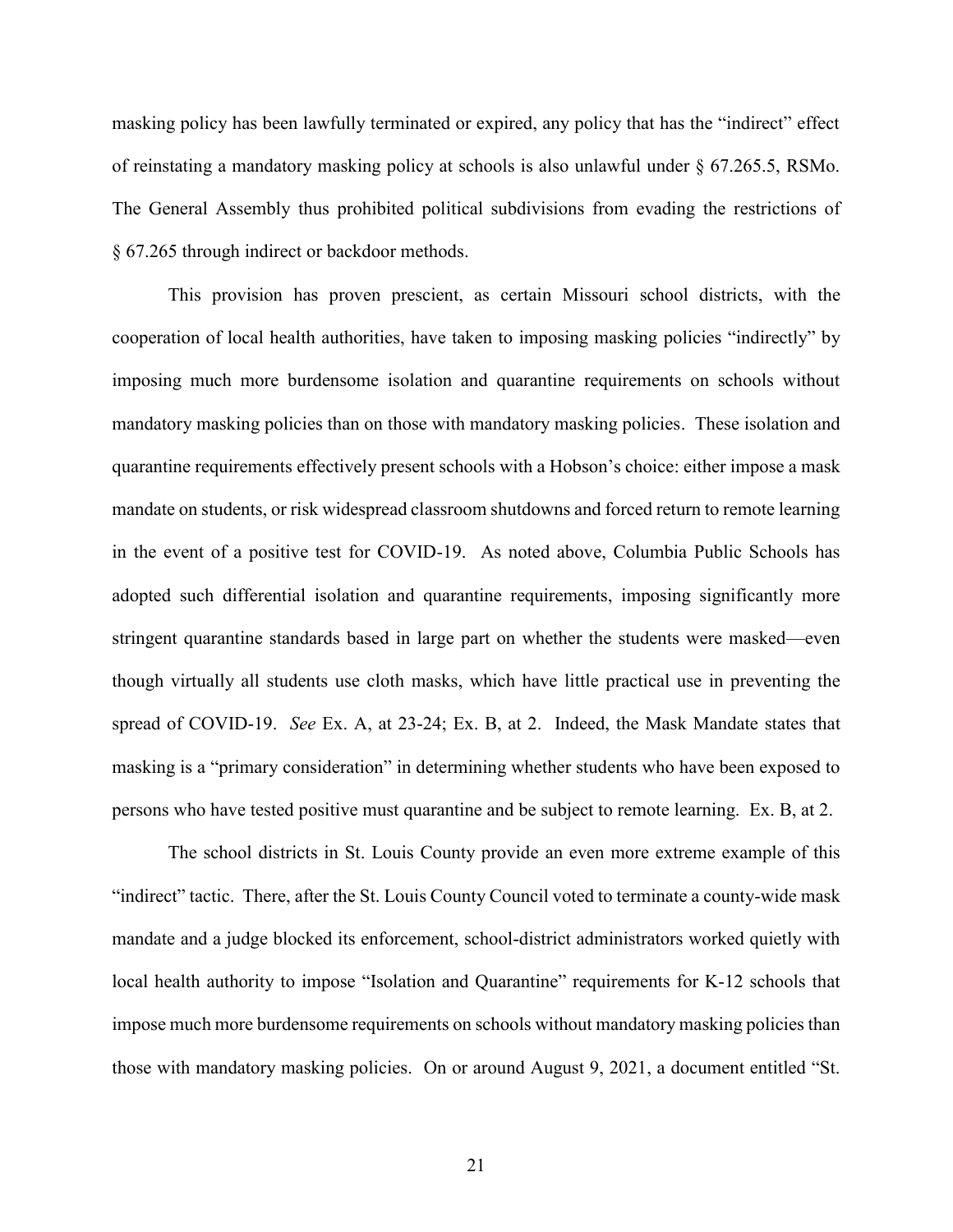masking policy has been lawfully terminated or expired, any policy that has the "indirect" effect of reinstating a mandatory masking policy at schools is also unlawful under § 67.265.5, RSMo. The General Assembly thus prohibited political subdivisions from evading the restrictions of § 67.265 through indirect or backdoor methods.

This provision has proven prescient, as certain Missouri school districts, with the cooperation of local health authorities, have taken to imposing masking policies "indirectly" by imposing much more burdensome isolation and quarantine requirements on schools without mandatory masking policies than on those with mandatory masking policies. These isolation and quarantine requirements effectively present schools with a Hobson's choice: either impose a mask mandate on students, or risk widespread classroom shutdowns and forced return to remote learning in the event of a positive test for COVID-19. As noted above, Columbia Public Schools has adopted such differential isolation and quarantine requirements, imposing significantly more stringent quarantine standards based in large part on whether the students were masked—even though virtually all students use cloth masks, which have little practical use in preventing the spread of COVID-19. *See* Ex. A, at 23-24; Ex. B, at 2. Indeed, the Mask Mandate states that masking is a "primary consideration" in determining whether students who have been exposed to persons who have tested positive must quarantine and be subject to remote learning. Ex. B, at 2.

The school districts in St. Louis County provide an even more extreme example of this "indirect" tactic. There, after the St. Louis County Council voted to terminate a county-wide mask mandate and a judge blocked its enforcement, school-district administrators worked quietly with local health authority to impose "Isolation and Quarantine" requirements for K-12 schools that impose much more burdensome requirements on schools without mandatory masking policies than those with mandatory masking policies. On or around August 9, 2021, a document entitled "St.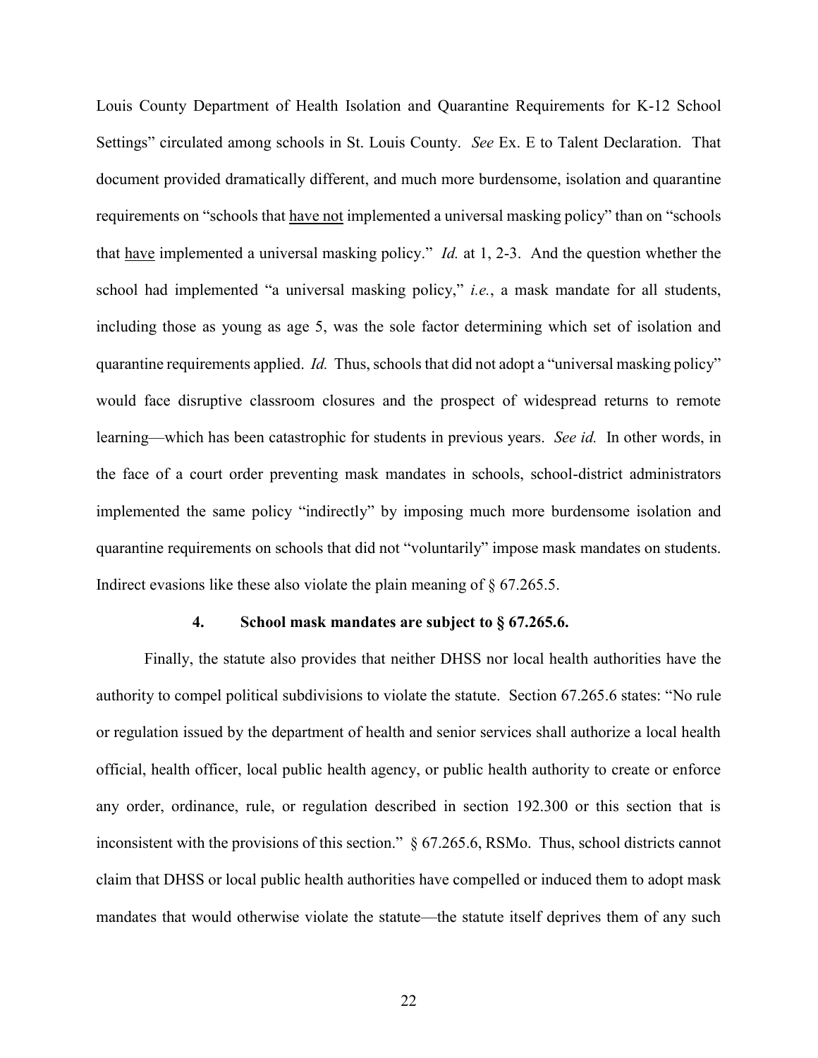Louis County Department of Health Isolation and Quarantine Requirements for K-12 School Settings" circulated among schools in St. Louis County. *See* Ex. E to Talent Declaration. That document provided dramatically different, and much more burdensome, isolation and quarantine requirements on "schools that <u>have not</u> implemented a universal masking policy" than on "schools that <u>have</u> implemented a universal masking policy." *Id.* at 1, 2-3. And the question whether the school had implemented "a universal masking policy," *i.e.*, a mask mandate for all students, including those as young as age 5, was the sole factor determining which set of isolation and quarantine requirements applied. *Id.* Thus, schools that did not adopt a "universal masking policy" would face disruptive classroom closures and the prospect of widespread returns to remote learning—which has been catastrophic for students in previous years. *See id.* In other words, in the face of a court order preventing mask mandates in schools, school-district administrators implemented the same policy "indirectly" by imposing much more burdensome isolation and quarantine requirements on schools that did not "voluntarily" impose mask mandates on students. Indirect evasions like these also violate the plain meaning of § 67.265.5.

#### 4. School mask mandates are subject to § 67.265.6.

Finally, the statute also provides that neither DHSS nor local health authorities have the authority to compel political subdivisions to violate the statute. Section 67.265.6 states: "No rule or regulation issued by the department of health and senior services shall authorize a local health official, health officer, local public health agency, or public health authority to create or enforce any order, ordinance, rule, or regulation described in section 192.300 or this section that is inconsistent with the provisions of this section." § 67.265.6, RSMo. Thus, school districts cannot claim that DHSS or local public health authorities have compelled or induced them to adopt mask mandates that would otherwise violate the statute—the statute itself deprives them of any such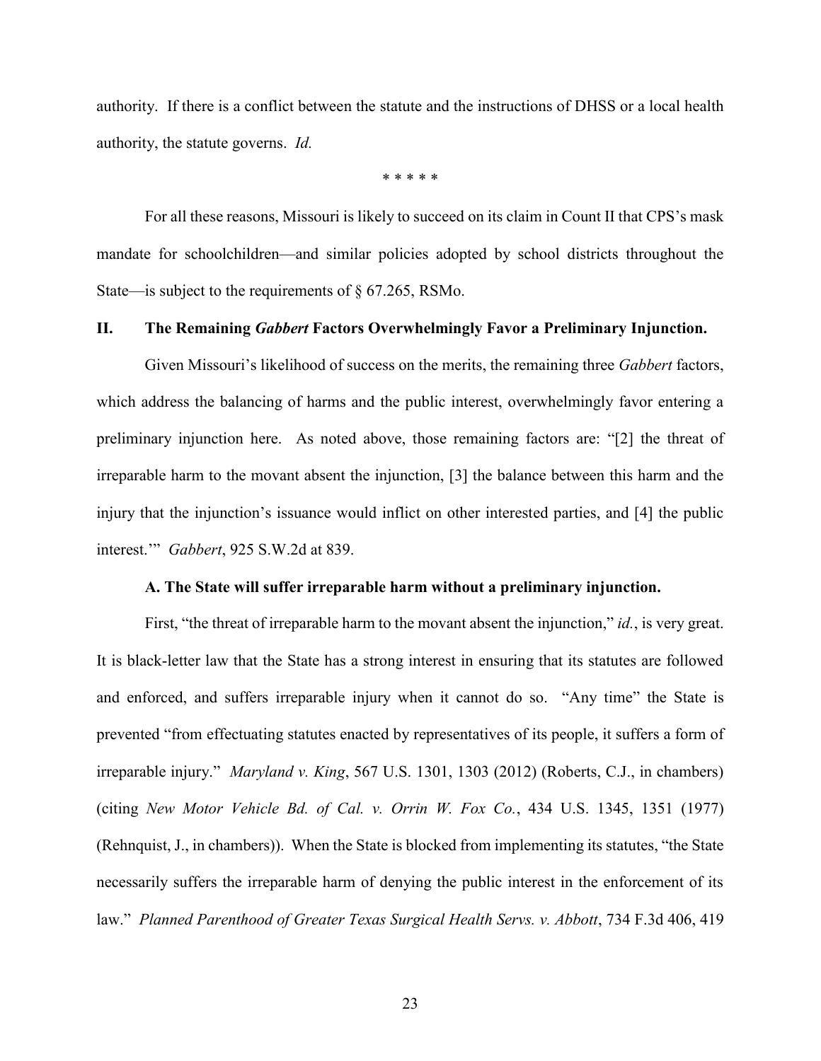authority. If there is a conflict between the statute and the instructions of DHSS or a local health authority, the statute governs. *Id.*

\* \* \* \* \*

For all these reasons, Missouri is likely to succeed on its claim in Count II that CPS's mask mandate for schoolchildren—and similar policies adopted by school districts throughout the State—is subject to the requirements of § 67.265, RSMo.

## II. The Remaining *Gabbert* Factors Overwhelmingly Favor a Preliminary Injunction.

Given Missouri's likelihood of success on the merits, the remaining three *Gabbert* factors, which address the balancing of harms and the public interest, overwhelmingly favor entering a preliminary injunction here. As noted above, those remaining factors are: "[2] the threat of irreparable harm to the movant absent the injunction, [3] the balance between this harm and the injury that the injunction's issuance would inflict on other interested parties, and [4] the public interest.'" *Gabbert*, 925 S.W.2d at 839.

### A. The State will suffer irreparable harm without a preliminary injunction.

First, "the threat of irreparable harm to the movant absent the injunction," *id.*, is very great. It is black-letter law that the State has a strong interest in ensuring that its statutes are followed and enforced, and suffers irreparable injury when it cannot do so. "Any time" the State is prevented "from effectuating statutes enacted by representatives of its people, it suffers a form of irreparable injury." *Maryland v. King*, 567 U.S. 1301, 1303 (2012) (Roberts, C.J., in chambers) (citing *New Motor Vehicle Bd. of Cal. v. Orrin W. Fox Co.*, 434 U.S. 1345, 1351 (1977) (Rehnquist, J., in chambers)). When the State is blocked from implementing its statutes, "the State necessarily suffers the irreparable harm of denying the public interest in the enforcement of its law." *Planned Parenthood of Greater Texas Surgical Health Servs. v. Abbott*, 734 F.3d 406, 419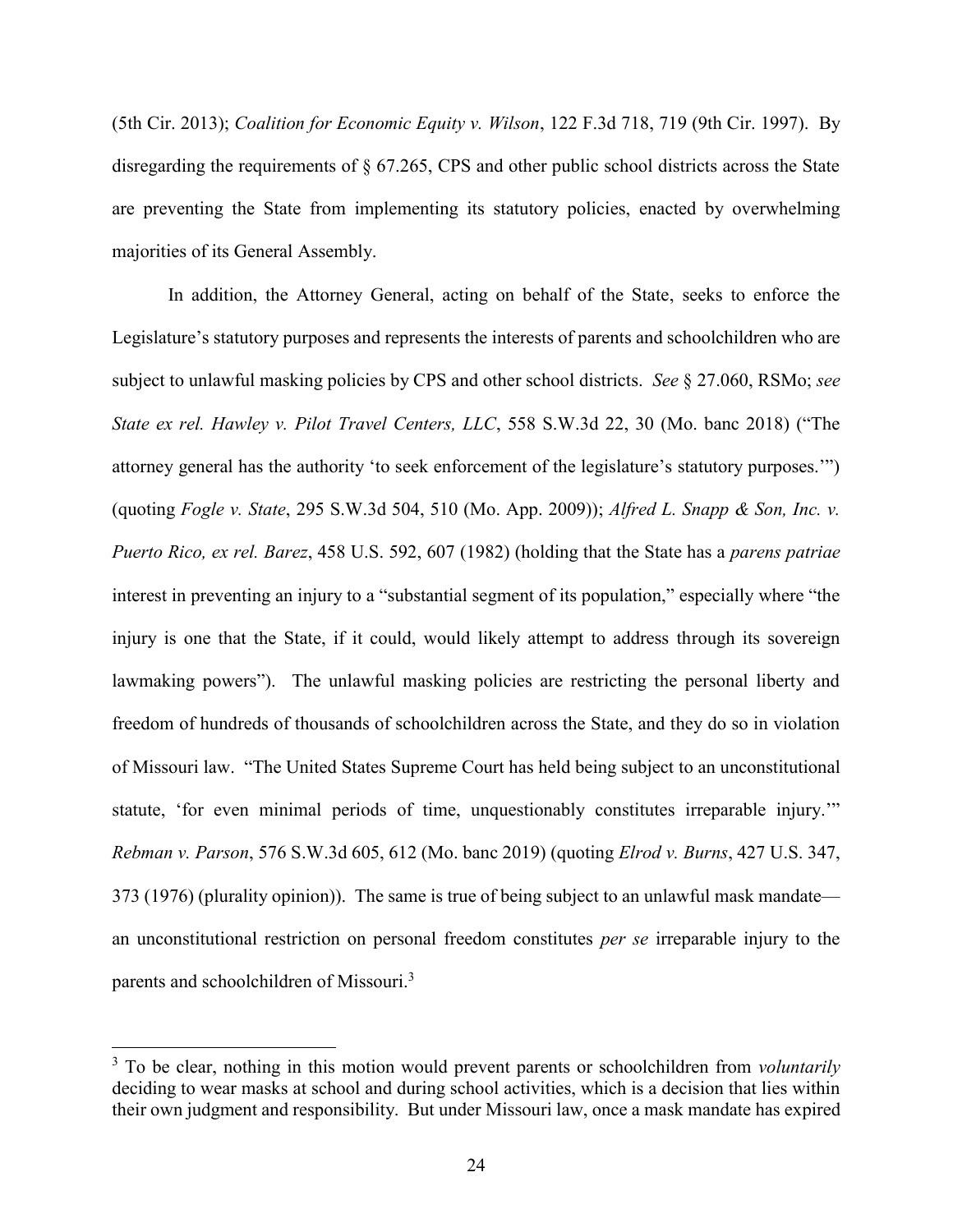(5th Cir. 2013); *Coalition for Economic Equity v. Wilson*, 122 F.3d 718, 719 (9th Cir. 1997). By disregarding the requirements of § 67.265, CPS and other public school districts across the State are preventing the State from implementing its statutory policies, enacted by overwhelming majorities of its General Assembly.

In addition, the Attorney General, acting on behalf of the State, seeks to enforce the Legislature's statutory purposes and represents the interests of parents and schoolchildren who are subject to unlawful masking policies by CPS and other school districts. *See* § 27.060, RSMo; *see State ex rel. Hawley v. Pilot Travel Centers, LLC*, 558 S.W.3d 22, 30 (Mo. banc 2018) ("The attorney general has the authority 'to seek enforcement of the legislature's statutory purposes.'") (quoting *Fogle v. State*, 295 S.W.3d 504, 510 (Mo. App. 2009)); *Alfred L. Snapp & Son, Inc. v. Puerto Rico, ex rel. Barez*, 458 U.S. 592, 607 (1982) (holding that the State has a *parens patriae* interest in preventing an injury to a "substantial segment of its population," especially where "the injury is one that the State, if it could, would likely attempt to address through its sovereign lawmaking powers"). The unlawful masking policies are restricting the personal liberty and freedom of hundreds of thousands of schoolchildren across the State, and they do so in violation of Missouri law. "The United States Supreme Court has held being subject to an unconstitutional statute, 'for even minimal periods of time, unquestionably constitutes irreparable injury.'" *Rebman v. Parson*, 576 S.W.3d 605, 612 (Mo. banc 2019) (quoting *Elrod v. Burns*, 427 U.S. 347, 373 (1976) (plurality opinion)). The same is true of being subject to an unlawful mask mandate—an unconstitutional restriction on personal freedom constitutes *per se* irreparable injury to the parents and schoolchildren of Missouri.[3]

[3] To be clear, nothing in this motion would prevent parents or schoolchildren from *voluntarily* deciding to wear masks at school and during school activities, which is a decision that lies within their own judgment and responsibility. But under Missouri law, once a mask mandate has expired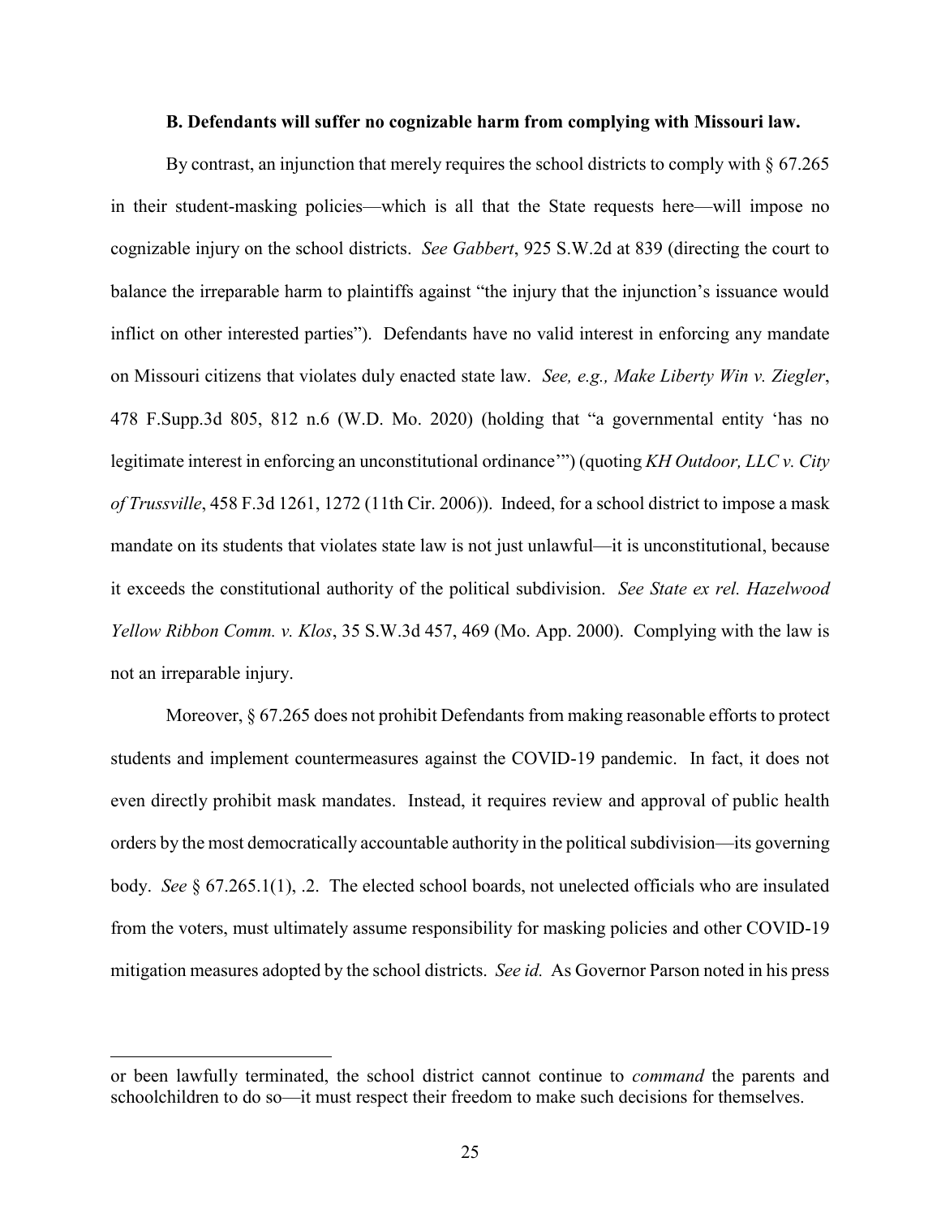**B. Defendants will suffer no cognizable harm from complying with Missouri law.**

By contrast, an injunction that merely requires the school districts to comply with § 67.265 in their student-masking policies—which is all that the State requests here—will impose no cognizable injury on the school districts. *See Gabbert*, 925 S.W.2d at 839 (directing the court to balance the irreparable harm to plaintiffs against "the injury that the injunction's issuance would inflict on other interested parties"). Defendants have no valid interest in enforcing any mandate on Missouri citizens that violates duly enacted state law. *See, e.g., Make Liberty Win v. Ziegler*, 478 F.Supp.3d 805, 812 n.6 (W.D. Mo. 2020) (holding that "a governmental entity 'has no legitimate interest in enforcing an unconstitutional ordinance'") (quoting *KH Outdoor, LLC v. City of Trussville*, 458 F.3d 1261, 1272 (11th Cir. 2006)). Indeed, for a school district to impose a mask mandate on its students that violates state law is not just unlawful—it is unconstitutional, because it exceeds the constitutional authority of the political subdivision. *See State ex rel. Hazelwood Yellow Ribbon Comm. v. Klos*, 35 S.W.3d 457, 469 (Mo. App. 2000). Complying with the law is not an irreparable injury.

Moreover, § 67.265 does not prohibit Defendants from making reasonable efforts to protect students and implement countermeasures against the COVID-19 pandemic. In fact, it does not even directly prohibit mask mandates. Instead, it requires review and approval of public health orders by the most democratically accountable authority in the political subdivision—its governing body. *See* § 67.265.1(1), .2. The elected school boards, not unelected officials who are insulated from the voters, must ultimately assume responsibility for masking policies and other COVID-19 mitigation measures adopted by the school districts. *See id.* As Governor Parson noted in his press

---

or been lawfully terminated, the school district cannot continue to *command* the parents and schoolchildren to do so—it must respect their freedom to make such decisions for themselves.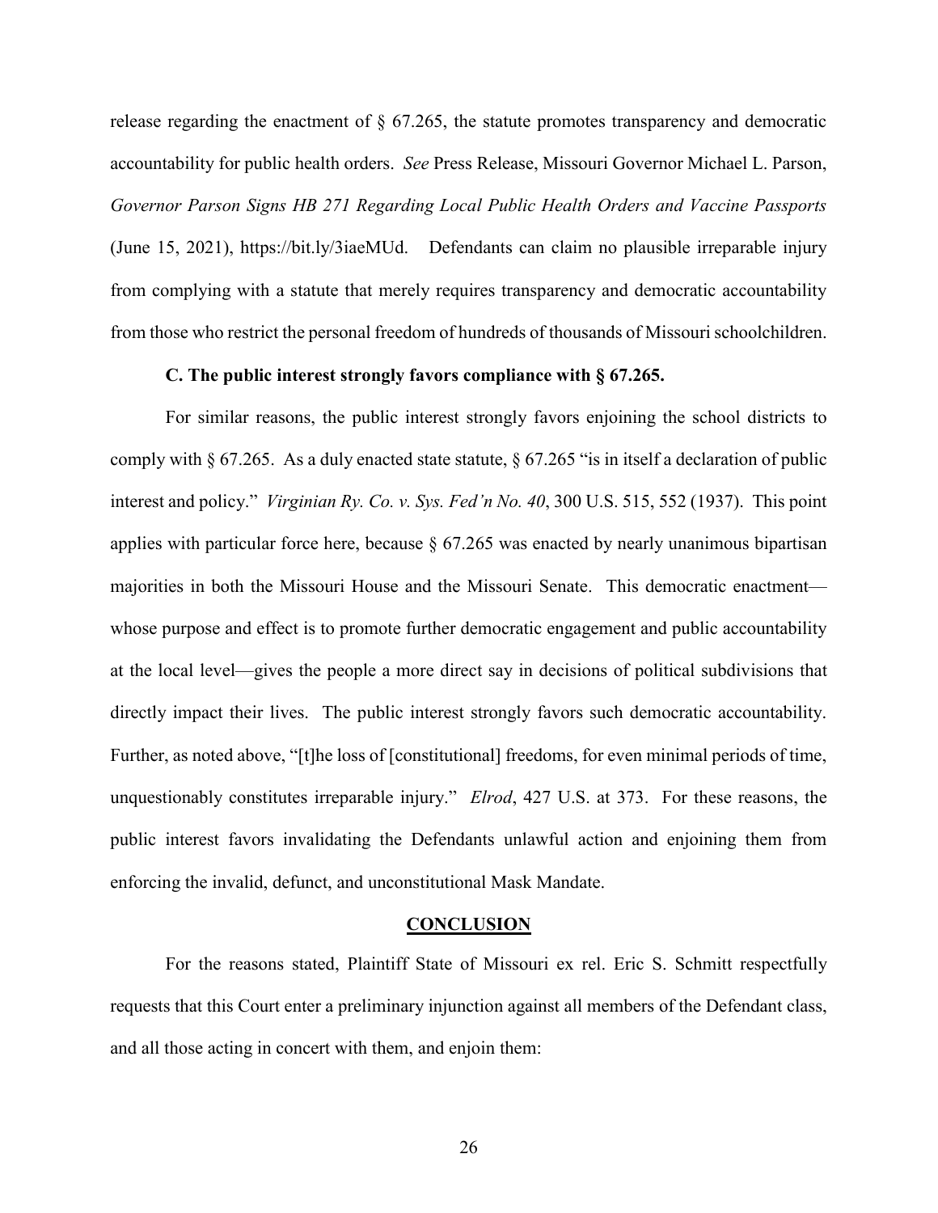release regarding the enactment of § 67.265, the statute promotes transparency and democratic accountability for public health orders. *See* Press Release, Missouri Governor Michael L. Parson, *Governor Parson Signs HB 271 Regarding Local Public Health Orders and Vaccine Passports* (June 15, 2021), https://bit.ly/3iaeMUd. Defendants can claim no plausible irreparable injury from complying with a statute that merely requires transparency and democratic accountability from those who restrict the personal freedom of hundreds of thousands of Missouri schoolchildren.

**C. The public interest strongly favors compliance with § 67.265.**

For similar reasons, the public interest strongly favors enjoining the school districts to comply with § 67.265. As a duly enacted state statute, § 67.265 "is in itself a declaration of public interest and policy." *Virginian Ry. Co. v. Sys. Fed'n No. 40*, 300 U.S. 515, 552 (1937). This point applies with particular force here, because § 67.265 was enacted by nearly unanimous bipartisan majorities in both the Missouri House and the Missouri Senate. This democratic enactment—whose purpose and effect is to promote further democratic engagement and public accountability at the local level—gives the people a more direct say in decisions of political subdivisions that directly impact their lives. The public interest strongly favors such democratic accountability. Further, as noted above, "[t]he loss of [constitutional] freedoms, for even minimal periods of time, unquestionably constitutes irreparable injury." *Elrod*, 427 U.S. at 373. For these reasons, the public interest favors invalidating the Defendants unlawful action and enjoining them from enforcing the invalid, defunct, and unconstitutional Mask Mandate.

## CONCLUSION

For the reasons stated, Plaintiff State of Missouri ex rel. Eric S. Schmitt respectfully requests that this Court enter a preliminary injunction against all members of the Defendant class, and all those acting in concert with them, and enjoin them: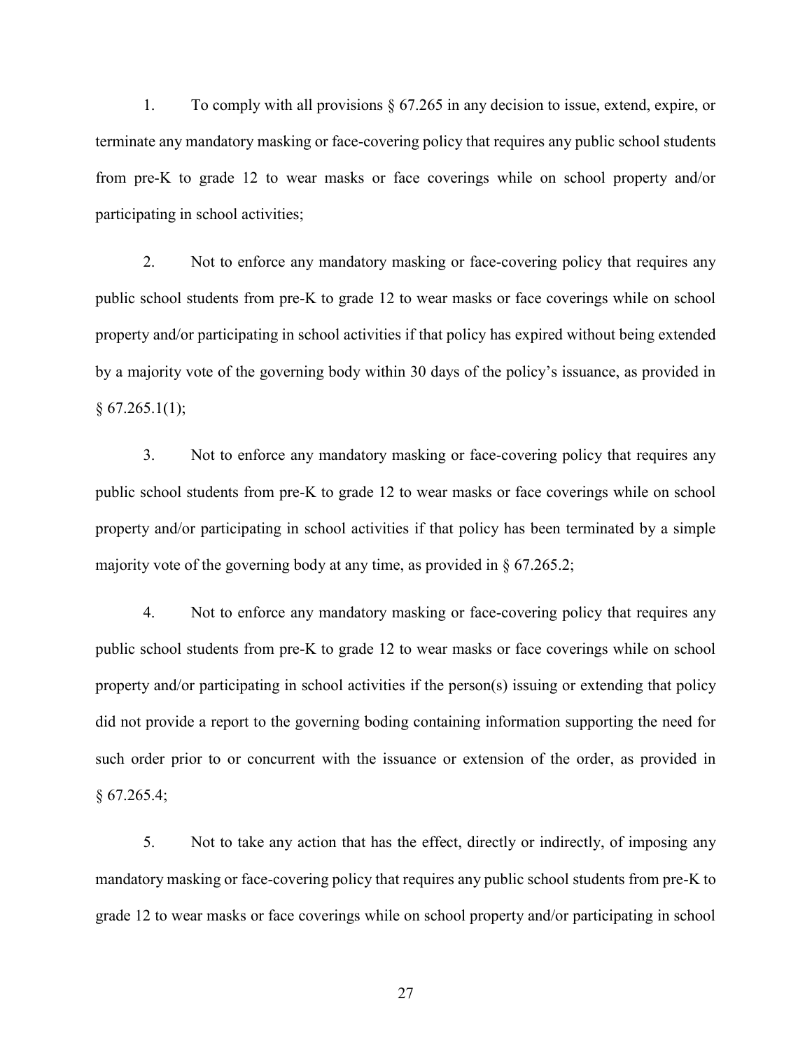1. To comply with all provisions § 67.265 in any decision to issue, extend, expire, or terminate any mandatory masking or face-covering policy that requires any public school students from pre-K to grade 12 to wear masks or face coverings while on school property and/or participating in school activities;

2. Not to enforce any mandatory masking or face-covering policy that requires any public school students from pre-K to grade 12 to wear masks or face coverings while on school property and/or participating in school activities if that policy has expired without being extended by a majority vote of the governing body within 30 days of the policy's issuance, as provided in § 67.265.1(1);

3. Not to enforce any mandatory masking or face-covering policy that requires any public school students from pre-K to grade 12 to wear masks or face coverings while on school property and/or participating in school activities if that policy has been terminated by a simple majority vote of the governing body at any time, as provided in § 67.265.2;

4. Not to enforce any mandatory masking or face-covering policy that requires any public school students from pre-K to grade 12 to wear masks or face coverings while on school property and/or participating in school activities if the person(s) issuing or extending that policy did not provide a report to the governing boding containing information supporting the need for such order prior to or concurrent with the issuance or extension of the order, as provided in § 67.265.4;

5. Not to take any action that has the effect, directly or indirectly, of imposing any mandatory masking or face-covering policy that requires any public school students from pre-K to grade 12 to wear masks or face coverings while on school property and/or participating in school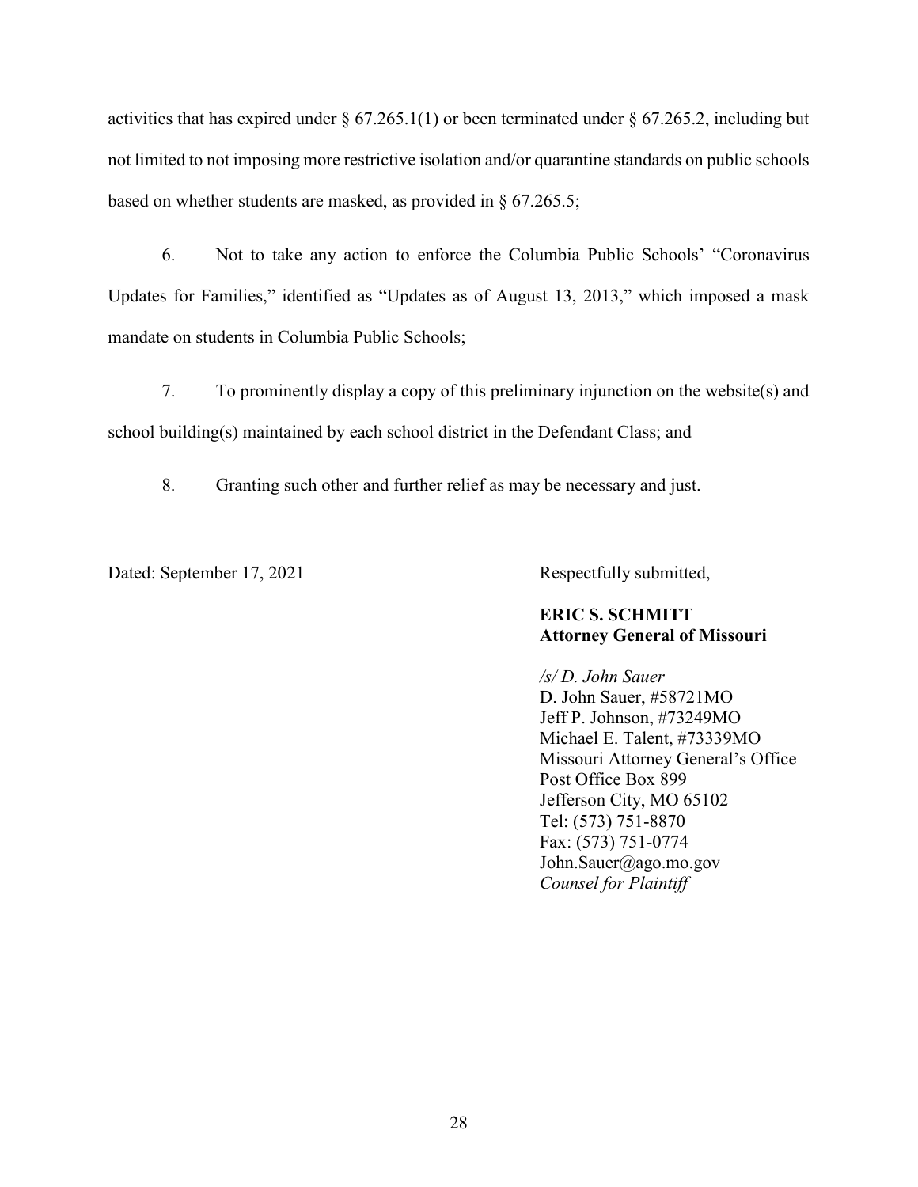activities that has expired under § 67.265.1(1) or been terminated under § 67.265.2, including but not limited to not imposing more restrictive isolation and/or quarantine standards on public schools based on whether students are masked, as provided in § 67.265.5;

6. Not to take any action to enforce the Columbia Public Schools' "Coronavirus Updates for Families," identified as "Updates as of August 13, 2013," which imposed a mask mandate on students in Columbia Public Schools;

7. To prominently display a copy of this preliminary injunction on the website(s) and school building(s) maintained by each school district in the Defendant Class; and

8. Granting such other and further relief as may be necessary and just.

Dated: September 17, 2021

Respectfully submitted,

**ERIC S. SCHMITT**
**Attorney General of Missouri**

*/s/ D. John Sauer*
D. John Sauer, #58721MO
Jeff P. Johnson, #73249MO
Michael E. Talent, #73339MO
Missouri Attorney General's Office
Post Office Box 899
Jefferson City, MO 65102
Tel: (573) 751-8870
Fax: (573) 751-0774
John.Sauer@ago.mo.gov
*Counsel for Plaintiff*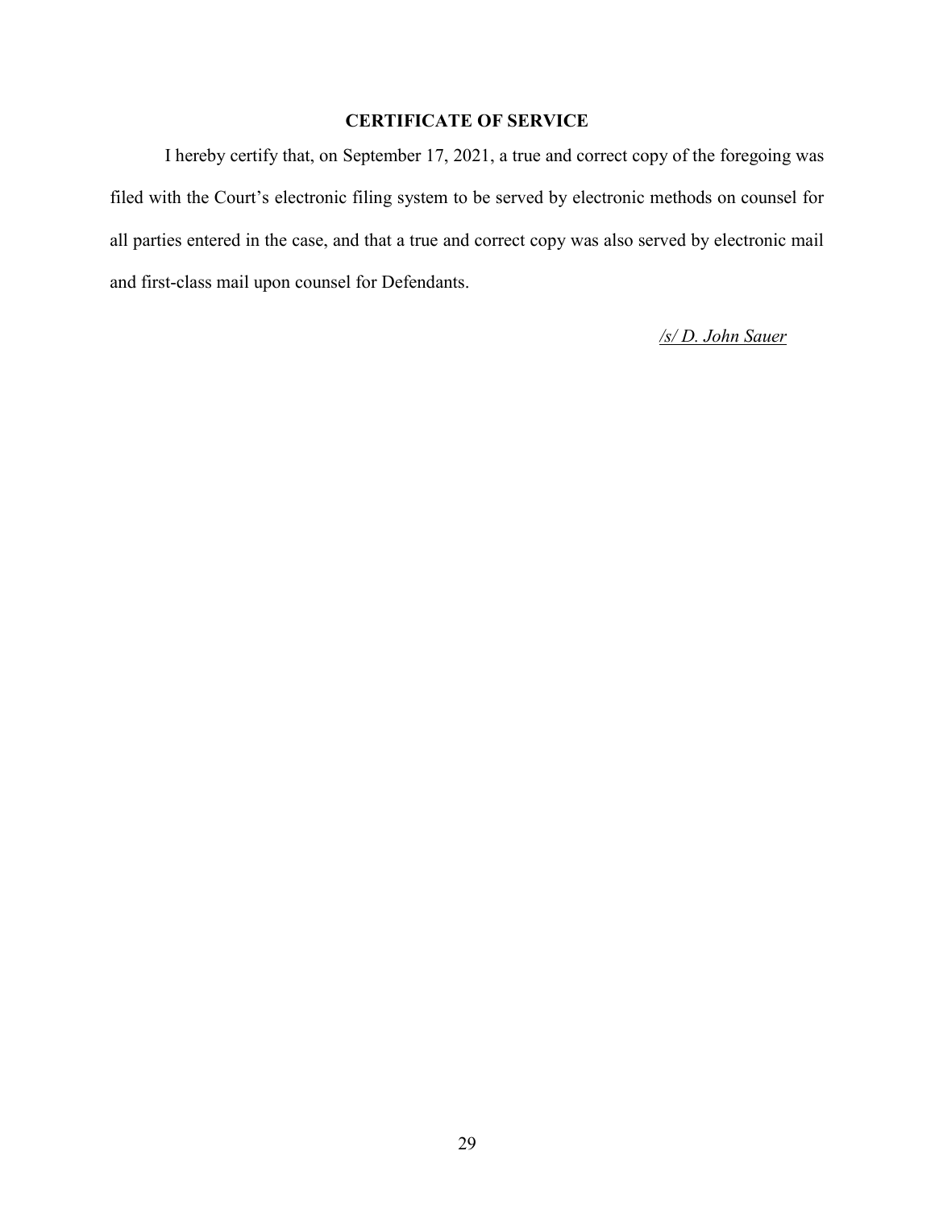**CERTIFICATE OF SERVICE**

I hereby certify that, on September 17, 2021, a true and correct copy of the foregoing was filed with the Court's electronic filing system to be served by electronic methods on counsel for all parties entered in the case, and that a true and correct copy was also served by electronic mail and first-class mail upon counsel for Defendants.

*/s/ D. John Sauer*